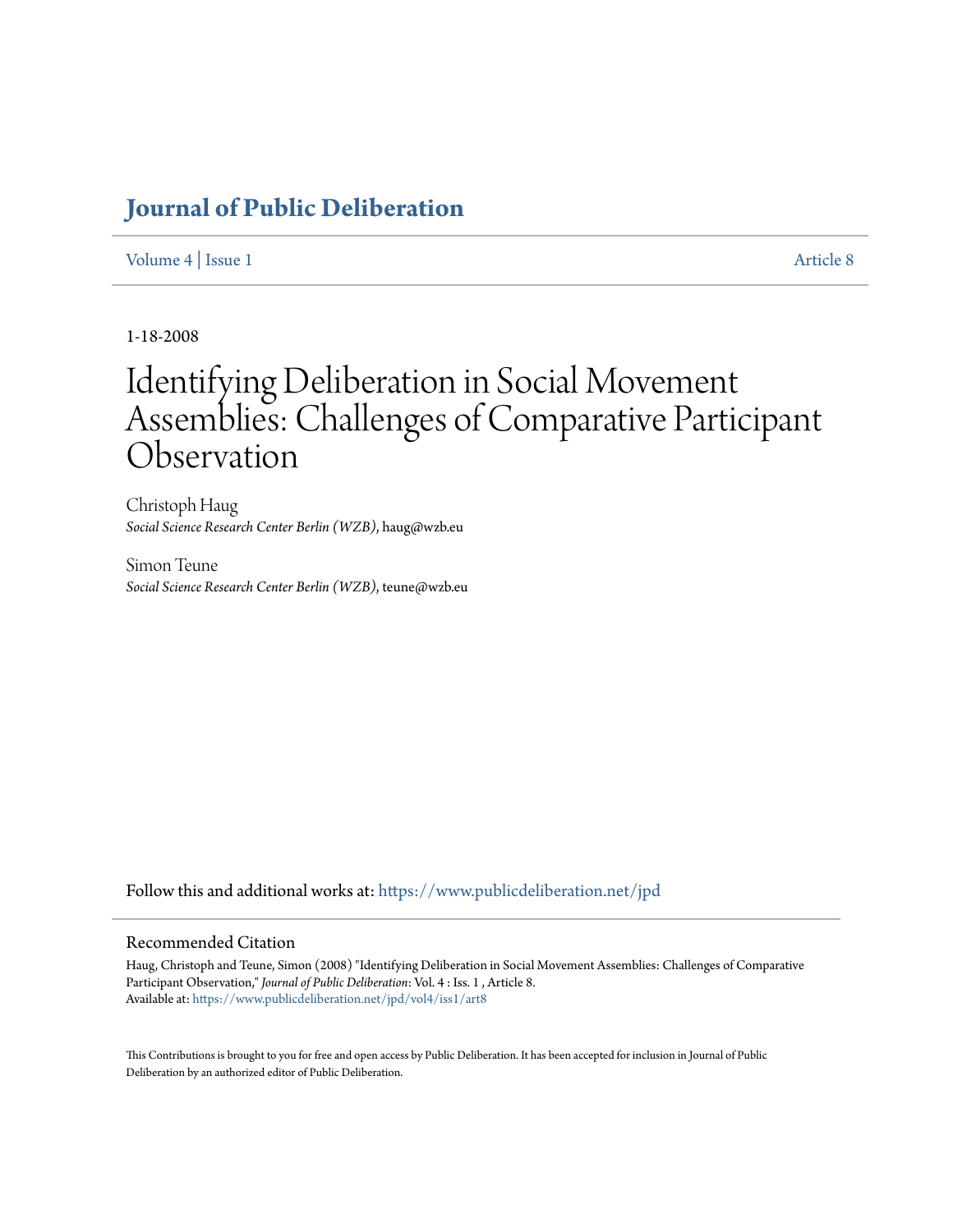# Journal of Public Deliberation

Volume 4 | Issue 1 Article 8

1-18-2008

# Identifying Deliberation in Social Movement Assemblies: Challenges of Comparative Participant Observation

Christoph Haug
*Social Science Research Center Berlin (WZB)*, haug@wzb.eu

Simon Teune
*Social Science Research Center Berlin (WZB)*, teune@wzb.eu

Follow this and additional works at: https://www.publicdeliberation.net/jpd

## Recommended Citation

Haug, Christoph and Teune, Simon (2008) "Identifying Deliberation in Social Movement Assemblies: Challenges of Comparative Participant Observation," *Journal of Public Deliberation*: Vol. 4 : Iss. 1 , Article 8.
Available at: https://www.publicdeliberation.net/jpd/vol4/iss1/art8

This Contributions is brought to you for free and open access by Public Deliberation. It has been accepted for inclusion in Journal of Public Deliberation by an authorized editor of Public Deliberation.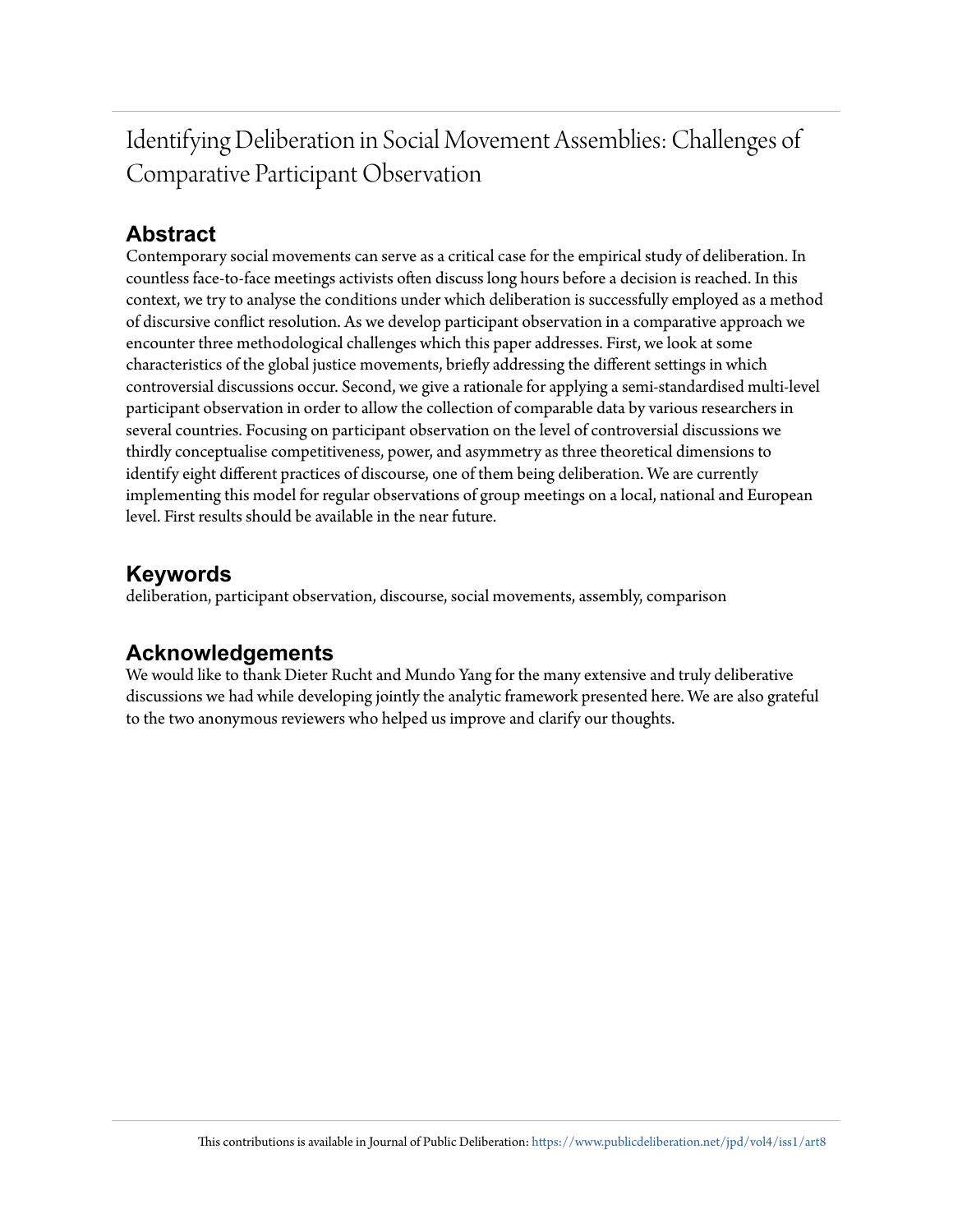# Identifying Deliberation in Social Movement Assemblies: Challenges of Comparative Participant Observation

## Abstract

Contemporary social movements can serve as a critical case for the empirical study of deliberation. In countless face-to-face meetings activists often discuss long hours before a decision is reached. In this context, we try to analyse the conditions under which deliberation is successfully employed as a method of discursive conflict resolution. As we develop participant observation in a comparative approach we encounter three methodological challenges which this paper addresses. First, we look at some characteristics of the global justice movements, briefly addressing the different settings in which controversial discussions occur. Second, we give a rationale for applying a semi-standardised multi-level participant observation in order to allow the collection of comparable data by various researchers in several countries. Focusing on participant observation on the level of controversial discussions we thirdly conceptualise competitiveness, power, and asymmetry as three theoretical dimensions to identify eight different practices of discourse, one of them being deliberation. We are currently implementing this model for regular observations of group meetings on a local, national and European level. First results should be available in the near future.

## Keywords

deliberation, participant observation, discourse, social movements, assembly, comparison

## Acknowledgements

We would like to thank Dieter Rucht and Mundo Yang for the many extensive and truly deliberative discussions we had while developing jointly the analytic framework presented here. We are also grateful to the two anonymous reviewers who helped us improve and clarify our thoughts.

This contributions is available in Journal of Public Deliberation: https://www.publicdeliberation.net/jpd/vol4/iss1/art8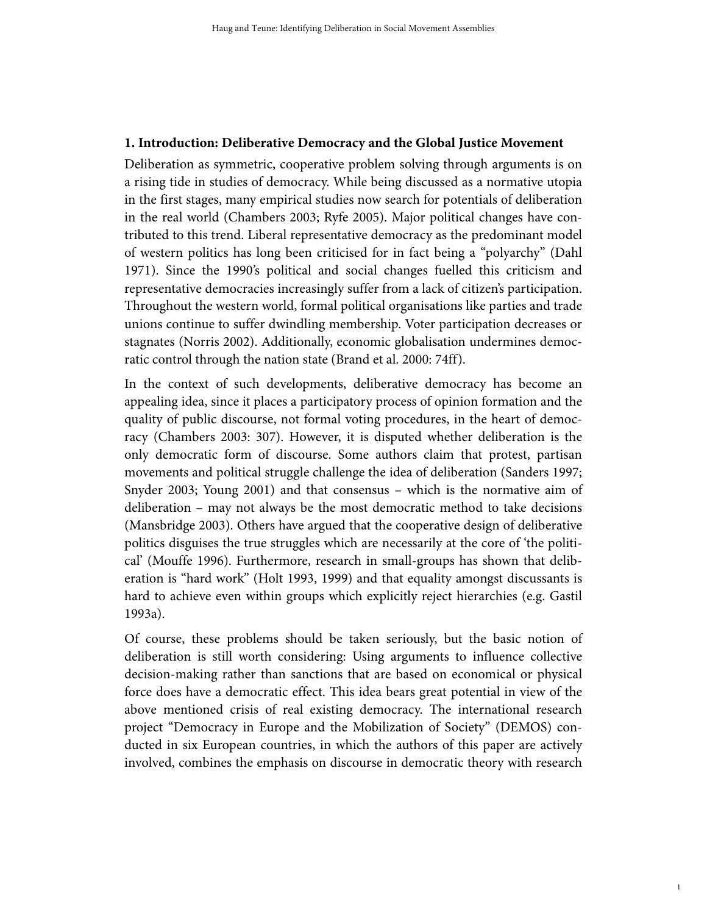## 1. Introduction: Deliberative Democracy and the Global Justice Movement

Deliberation as symmetric, cooperative problem solving through arguments is on a rising tide in studies of democracy. While being discussed as a normative utopia in the first stages, many empirical studies now search for potentials of deliberation in the real world (Chambers 2003; Ryfe 2005). Major political changes have contributed to this trend. Liberal representative democracy as the predominant model of western politics has long been criticised for in fact being a "polyarchy" (Dahl 1971). Since the 1990's political and social changes fuelled this criticism and representative democracies increasingly suffer from a lack of citizen's participation. Throughout the western world, formal political organisations like parties and trade unions continue to suffer dwindling membership. Voter participation decreases or stagnates (Norris 2002). Additionally, economic globalisation undermines democratic control through the nation state (Brand et al. 2000: 74ff).

In the context of such developments, deliberative democracy has become an appealing idea, since it places a participatory process of opinion formation and the quality of public discourse, not formal voting procedures, in the heart of democracy (Chambers 2003: 307). However, it is disputed whether deliberation is the only democratic form of discourse. Some authors claim that protest, partisan movements and political struggle challenge the idea of deliberation (Sanders 1997; Snyder 2003; Young 2001) and that consensus – which is the normative aim of deliberation – may not always be the most democratic method to take decisions (Mansbridge 2003). Others have argued that the cooperative design of deliberative politics disguises the true struggles which are necessarily at the core of 'the political' (Mouffe 1996). Furthermore, research in small-groups has shown that deliberation is "hard work" (Holt 1993, 1999) and that equality amongst discussants is hard to achieve even within groups which explicitly reject hierarchies (e.g. Gastil 1993a).

Of course, these problems should be taken seriously, but the basic notion of deliberation is still worth considering: Using arguments to influence collective decision-making rather than sanctions that are based on economical or physical force does have a democratic effect. This idea bears great potential in view of the above mentioned crisis of real existing democracy. The international research project "Democracy in Europe and the Mobilization of Society" (DEMOS) conducted in six European countries, in which the authors of this paper are actively involved, combines the emphasis on discourse in democratic theory with research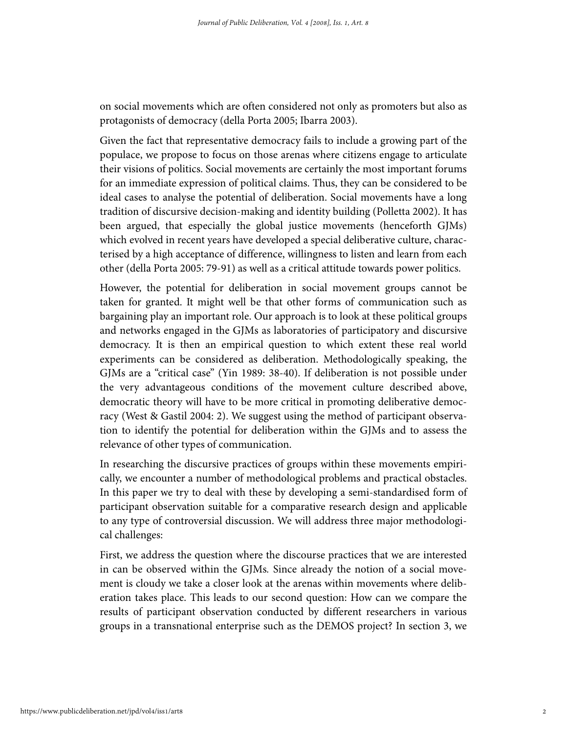on social movements which are often considered not only as promoters but also as protagonists of democracy (della Porta 2005; Ibarra 2003).

Given the fact that representative democracy fails to include a growing part of the populace, we propose to focus on those arenas where citizens engage to articulate their visions of politics. Social movements are certainly the most important forums for an immediate expression of political claims. Thus, they can be considered to be ideal cases to analyse the potential of deliberation. Social movements have a long tradition of discursive decision-making and identity building (Polletta 2002). It has been argued, that especially the global justice movements (henceforth GJMs) which evolved in recent years have developed a special deliberative culture, characterised by a high acceptance of difference, willingness to listen and learn from each other (della Porta 2005: 79-91) as well as a critical attitude towards power politics.

However, the potential for deliberation in social movement groups cannot be taken for granted. It might well be that other forms of communication such as bargaining play an important role. Our approach is to look at these political groups and networks engaged in the GJMs as laboratories of participatory and discursive democracy. It is then an empirical question to which extent these real world experiments can be considered as deliberation. Methodologically speaking, the GJMs are a "critical case" (Yin 1989: 38-40). If deliberation is not possible under the very advantageous conditions of the movement culture described above, democratic theory will have to be more critical in promoting deliberative democracy (West & Gastil 2004: 2). We suggest using the method of participant observation to identify the potential for deliberation within the GJMs and to assess the relevance of other types of communication.

In researching the discursive practices of groups within these movements empirically, we encounter a number of methodological problems and practical obstacles. In this paper we try to deal with these by developing a semi-standardised form of participant observation suitable for a comparative research design and applicable to any type of controversial discussion. We will address three major methodological challenges:

First, we address the question where the discourse practices that we are interested in can be observed within the GJMs. Since already the notion of a social movement is cloudy we take a closer look at the arenas within movements where deliberation takes place. This leads to our second question: How can we compare the results of participant observation conducted by different researchers in various groups in a transnational enterprise such as the DEMOS project? In section 3, we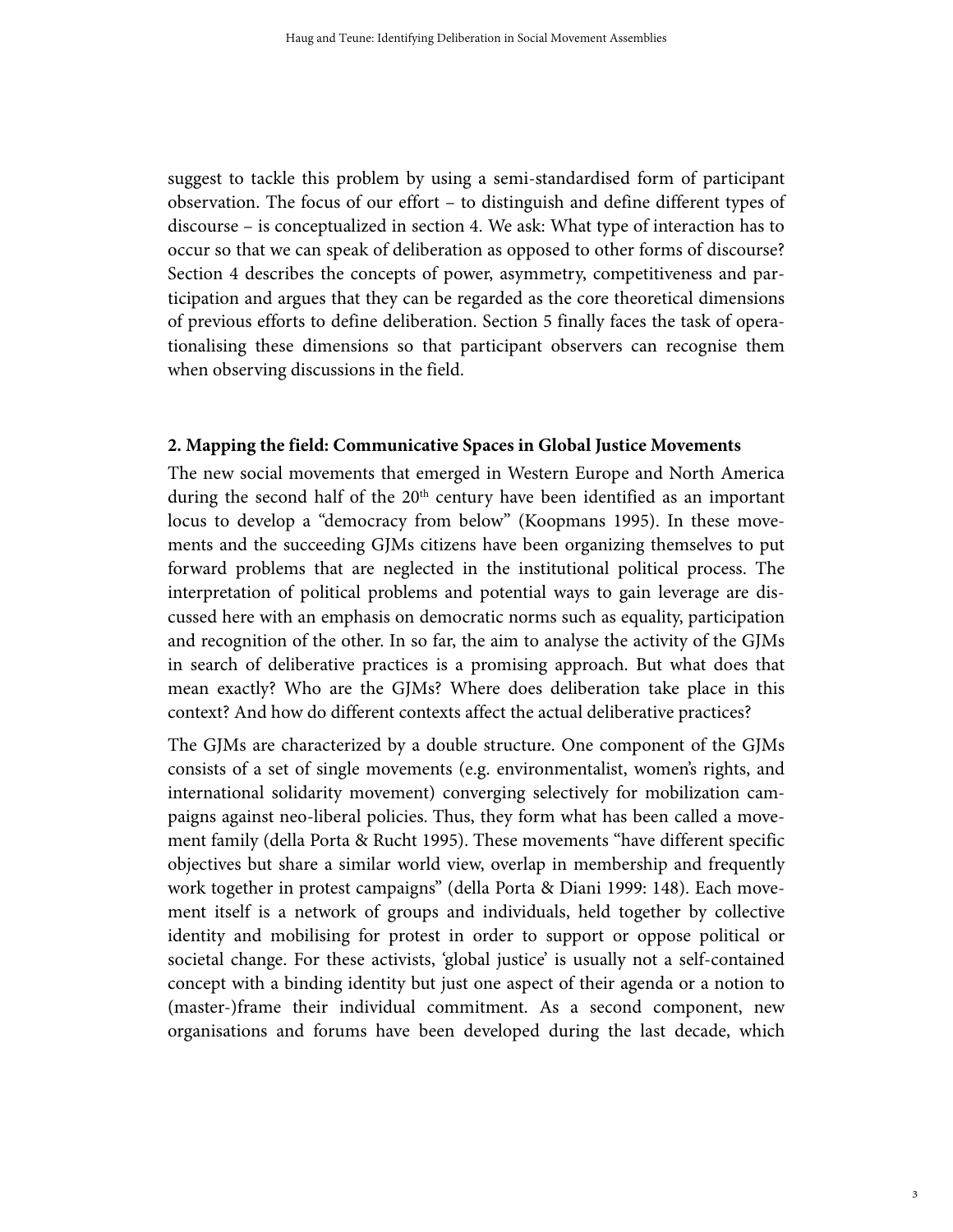suggest to tackle this problem by using a semi-standardised form of participant observation. The focus of our effort – to distinguish and define different types of discourse – is conceptualized in section 4. We ask: What type of interaction has to occur so that we can speak of deliberation as opposed to other forms of discourse? Section 4 describes the concepts of power, asymmetry, competitiveness and participation and argues that they can be regarded as the core theoretical dimensions of previous efforts to define deliberation. Section 5 finally faces the task of operationalising these dimensions so that participant observers can recognise them when observing discussions in the field.

## 2. Mapping the field: Communicative Spaces in Global Justice Movements

The new social movements that emerged in Western Europe and North America during the second half of the 20th century have been identified as an important locus to develop a "democracy from below" (Koopmans 1995). In these movements and the succeeding GJMs citizens have been organizing themselves to put forward problems that are neglected in the institutional political process. The interpretation of political problems and potential ways to gain leverage are discussed here with an emphasis on democratic norms such as equality, participation and recognition of the other. In so far, the aim to analyse the activity of the GJMs in search of deliberative practices is a promising approach. But what does that mean exactly? Who are the GJMs? Where does deliberation take place in this context? And how do different contexts affect the actual deliberative practices?

The GJMs are characterized by a double structure. One component of the GJMs consists of a set of single movements (e.g. environmentalist, women's rights, and international solidarity movement) converging selectively for mobilization campaigns against neo-liberal policies. Thus, they form what has been called a movement family (della Porta & Rucht 1995). These movements "have different specific objectives but share a similar world view, overlap in membership and frequently work together in protest campaigns" (della Porta & Diani 1999: 148). Each movement itself is a network of groups and individuals, held together by collective identity and mobilising for protest in order to support or oppose political or societal change. For these activists, 'global justice' is usually not a self-contained concept with a binding identity but just one aspect of their agenda or a notion to (master-)frame their individual commitment. As a second component, new organisations and forums have been developed during the last decade, which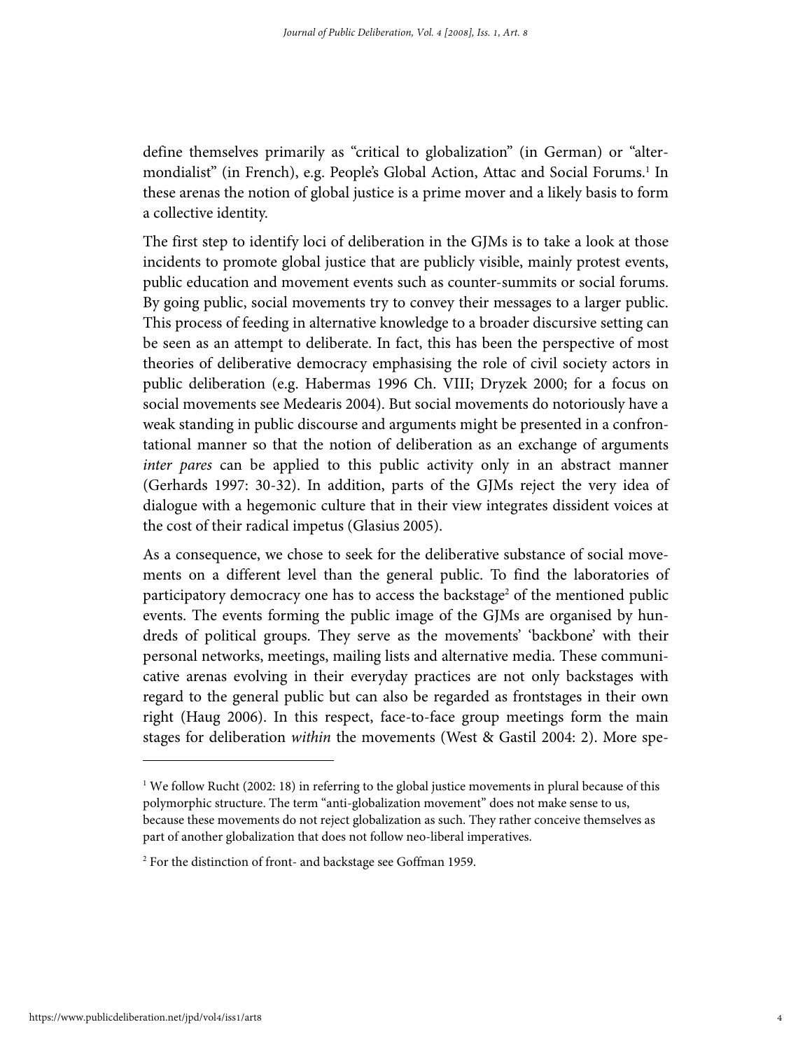define themselves primarily as "critical to globalization" (in German) or "alter-mondialist" (in French), e.g. People's Global Action, Attac and Social Forums.[1] In these arenas the notion of global justice is a prime mover and a likely basis to form a collective identity.

The first step to identify loci of deliberation in the GJMs is to take a look at those incidents to promote global justice that are publicly visible, mainly protest events, public education and movement events such as counter-summits or social forums. By going public, social movements try to convey their messages to a larger public. This process of feeding in alternative knowledge to a broader discursive setting can be seen as an attempt to deliberate. In fact, this has been the perspective of most theories of deliberative democracy emphasising the role of civil society actors in public deliberation (e.g. Habermas 1996 Ch. VIII; Dryzek 2000; for a focus on social movements see Medearis 2004). But social movements do notoriously have a weak standing in public discourse and arguments might be presented in a confrontational manner so that the notion of deliberation as an exchange of arguments *inter pares* can be applied to this public activity only in an abstract manner (Gerhards 1997: 30-32). In addition, parts of the GJMs reject the very idea of dialogue with a hegemonic culture that in their view integrates dissident voices at the cost of their radical impetus (Glasius 2005).

As a consequence, we chose to seek for the deliberative substance of social movements on a different level than the general public. To find the laboratories of participatory democracy one has to access the backstage[2] of the mentioned public events. The events forming the public image of the GJMs are organised by hundreds of political groups. They serve as the movements' 'backbone' with their personal networks, meetings, mailing lists and alternative media. These communicative arenas evolving in their everyday practices are not only backstages with regard to the general public but can also be regarded as frontstages in their own right (Haug 2006). In this respect, face-to-face group meetings form the main stages for deliberation *within* the movements (West & Gastil 2004: 2). More spe-

---

[1] We follow Rucht (2002: 18) in referring to the global justice movements in plural because of this polymorphic structure. The term "anti-globalization movement" does not make sense to us, because these movements do not reject globalization as such. They rather conceive themselves as part of another globalization that does not follow neo-liberal imperatives.

[2] For the distinction of front- and backstage see Goffman 1959.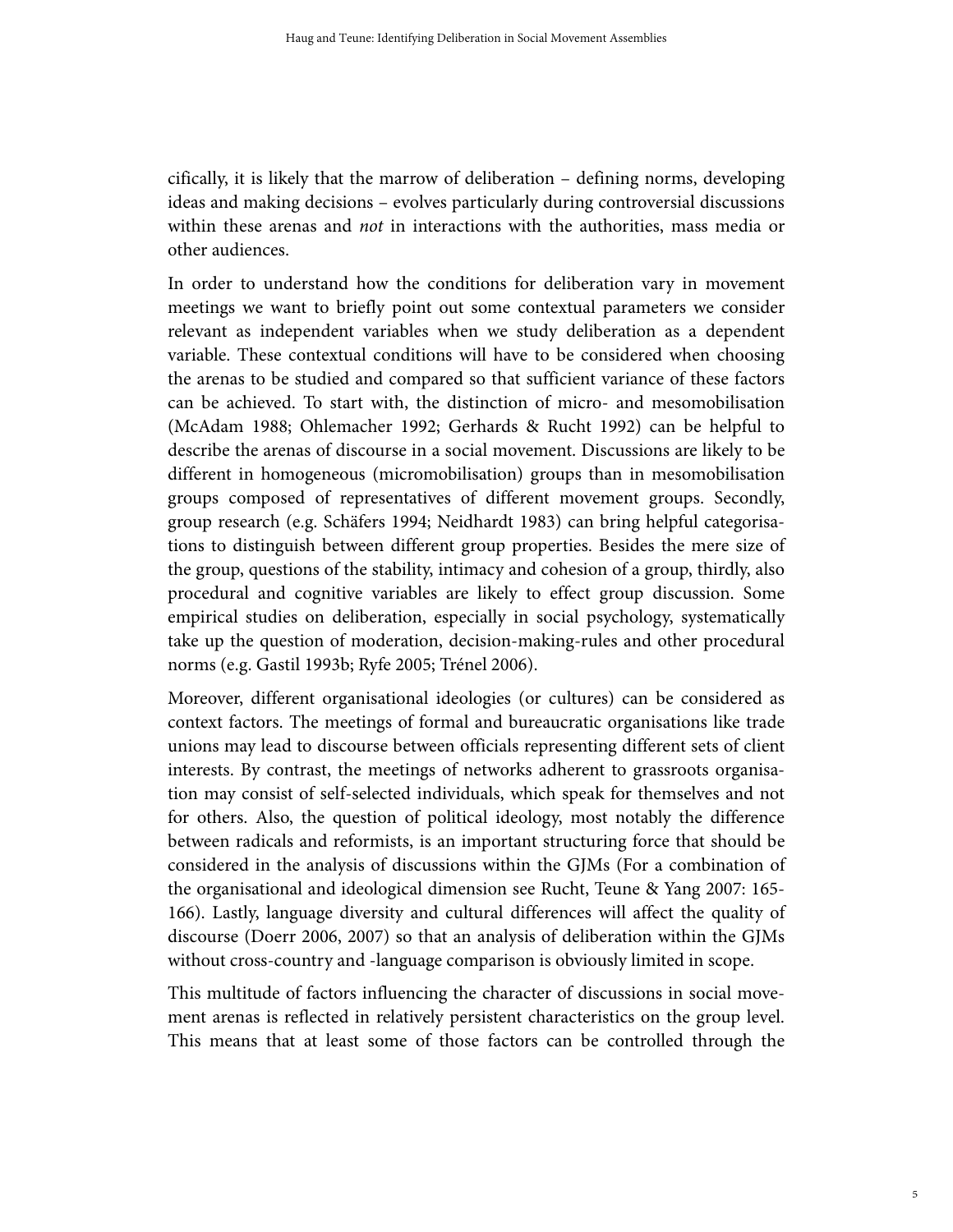cifically, it is likely that the marrow of deliberation – defining norms, developing ideas and making decisions – evolves particularly during controversial discussions within these arenas and *not* in interactions with the authorities, mass media or other audiences.

In order to understand how the conditions for deliberation vary in movement meetings we want to briefly point out some contextual parameters we consider relevant as independent variables when we study deliberation as a dependent variable. These contextual conditions will have to be considered when choosing the arenas to be studied and compared so that sufficient variance of these factors can be achieved. To start with, the distinction of micro- and mesomobilisation (McAdam 1988; Ohlemacher 1992; Gerhards & Rucht 1992) can be helpful to describe the arenas of discourse in a social movement. Discussions are likely to be different in homogeneous (micromobilisation) groups than in mesomobilisation groups composed of representatives of different movement groups. Secondly, group research (e.g. Schäfers 1994; Neidhardt 1983) can bring helpful categorisations to distinguish between different group properties. Besides the mere size of the group, questions of the stability, intimacy and cohesion of a group, thirdly, also procedural and cognitive variables are likely to effect group discussion. Some empirical studies on deliberation, especially in social psychology, systematically take up the question of moderation, decision-making-rules and other procedural norms (e.g. Gastil 1993b; Ryfe 2005; Trénel 2006).

Moreover, different organisational ideologies (or cultures) can be considered as context factors. The meetings of formal and bureaucratic organisations like trade unions may lead to discourse between officials representing different sets of client interests. By contrast, the meetings of networks adherent to grassroots organisation may consist of self-selected individuals, which speak for themselves and not for others. Also, the question of political ideology, most notably the difference between radicals and reformists, is an important structuring force that should be considered in the analysis of discussions within the GJMs (For a combination of the organisational and ideological dimension see Rucht, Teune & Yang 2007: 165-166). Lastly, language diversity and cultural differences will affect the quality of discourse (Doerr 2006, 2007) so that an analysis of deliberation within the GJMs without cross-country and -language comparison is obviously limited in scope.

This multitude of factors influencing the character of discussions in social movement arenas is reflected in relatively persistent characteristics on the group level. This means that at least some of those factors can be controlled through the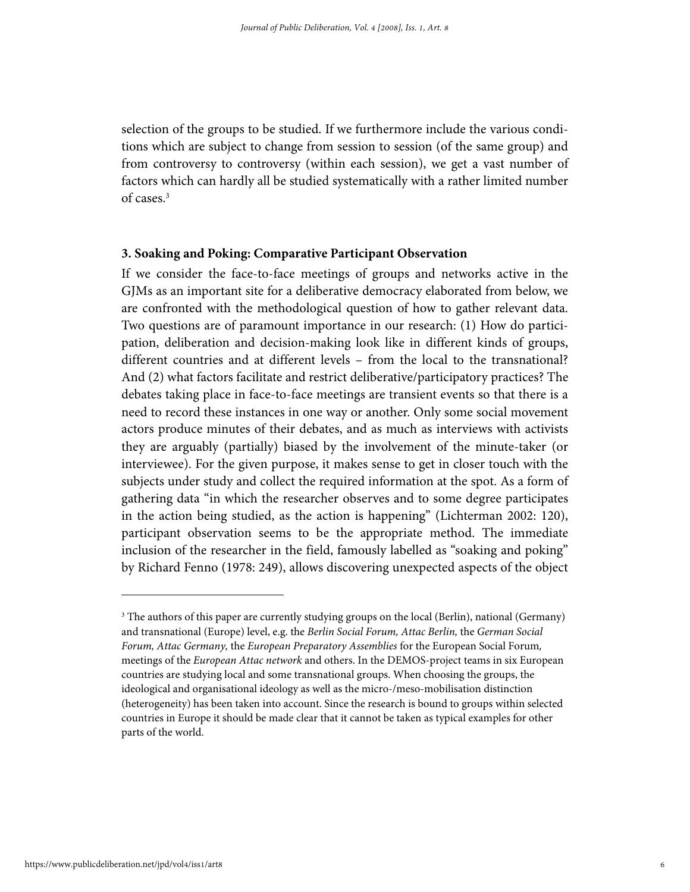selection of the groups to be studied. If we furthermore include the various conditions which are subject to change from session to session (of the same group) and from controversy to controversy (within each session), we get a vast number of factors which can hardly all be studied systematically with a rather limited number of cases.[3]

### 3. Soaking and Poking: Comparative Participant Observation

If we consider the face-to-face meetings of groups and networks active in the GJMs as an important site for a deliberative democracy elaborated from below, we are confronted with the methodological question of how to gather relevant data. Two questions are of paramount importance in our research: (1) How do participation, deliberation and decision-making look like in different kinds of groups, different countries and at different levels – from the local to the transnational? And (2) what factors facilitate and restrict deliberative/participatory practices? The debates taking place in face-to-face meetings are transient events so that there is a need to record these instances in one way or another. Only some social movement actors produce minutes of their debates, and as much as interviews with activists they are arguably (partially) biased by the involvement of the minute-taker (or interviewee). For the given purpose, it makes sense to get in closer touch with the subjects under study and collect the required information at the spot. As a form of gathering data "in which the researcher observes and to some degree participates in the action being studied, as the action is happening" (Lichterman 2002: 120), participant observation seems to be the appropriate method. The immediate inclusion of the researcher in the field, famously labelled as "soaking and poking" by Richard Fenno (1978: 249), allows discovering unexpected aspects of the object

---

[3] The authors of this paper are currently studying groups on the local (Berlin), national (Germany) and transnational (Europe) level, e.g. the *Berlin Social Forum, Attac Berlin,* the *German Social Forum, Attac Germany,* the *European Preparatory Assemblies* for the European Social Forum, meetings of the *European Attac network* and others. In the DEMOS-project teams in six European countries are studying local and some transnational groups. When choosing the groups, the ideological and organisational ideology as well as the micro-/meso-mobilisation distinction (heterogeneity) has been taken into account. Since the research is bound to groups within selected countries in Europe it should be made clear that it cannot be taken as typical examples for other parts of the world.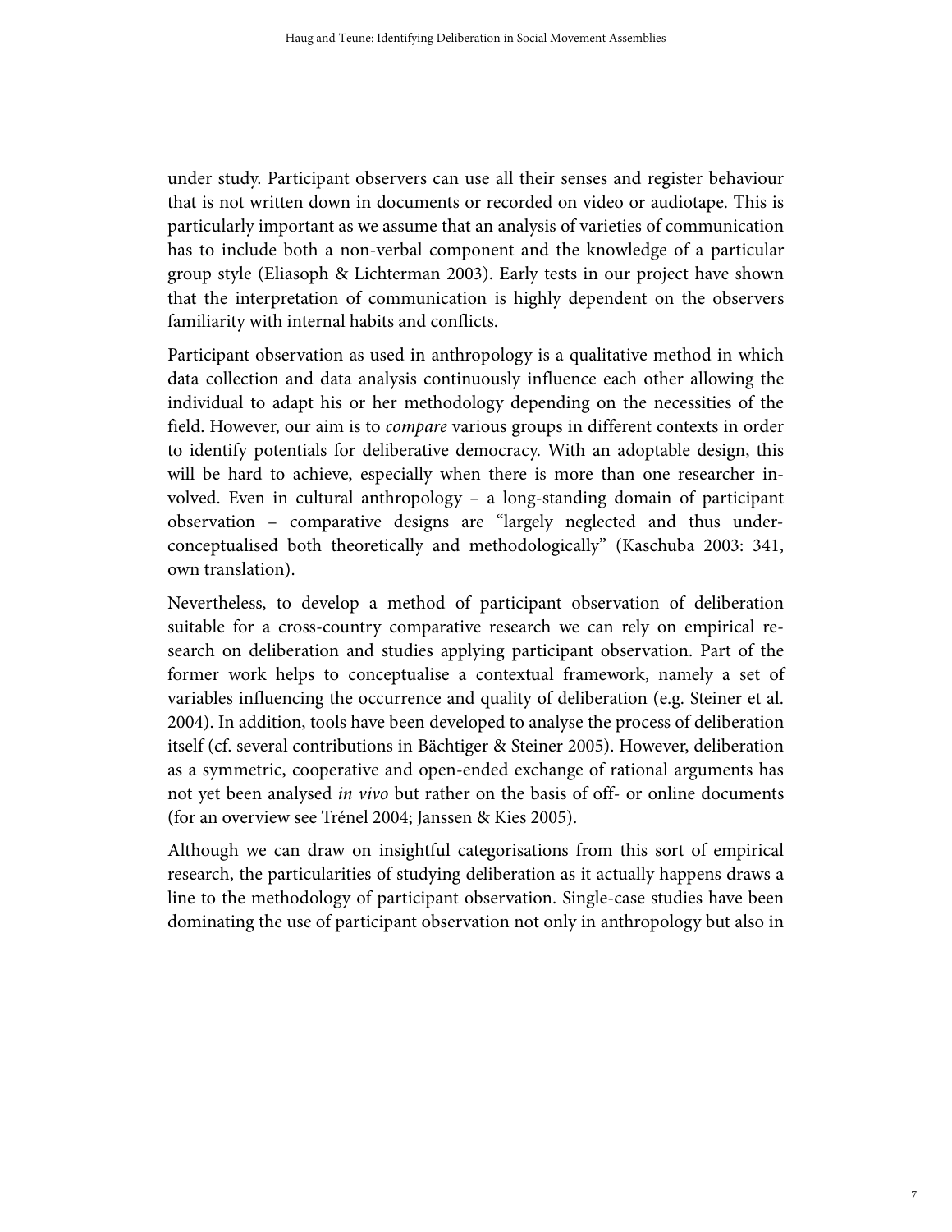under study. Participant observers can use all their senses and register behaviour that is not written down in documents or recorded on video or audiotape. This is particularly important as we assume that an analysis of varieties of communication has to include both a non-verbal component and the knowledge of a particular group style (Eliasoph & Lichterman 2003). Early tests in our project have shown that the interpretation of communication is highly dependent on the observers familiarity with internal habits and conflicts.

Participant observation as used in anthropology is a qualitative method in which data collection and data analysis continuously influence each other allowing the individual to adapt his or her methodology depending on the necessities of the field. However, our aim is to *compare* various groups in different contexts in order to identify potentials for deliberative democracy. With an adoptable design, this will be hard to achieve, especially when there is more than one researcher involved. Even in cultural anthropology – a long-standing domain of participant observation – comparative designs are "largely neglected and thus under-conceptualised both theoretically and methodologically" (Kaschuba 2003: 341, own translation).

Nevertheless, to develop a method of participant observation of deliberation suitable for a cross-country comparative research we can rely on empirical research on deliberation and studies applying participant observation. Part of the former work helps to conceptualise a contextual framework, namely a set of variables influencing the occurrence and quality of deliberation (e.g. Steiner et al. 2004). In addition, tools have been developed to analyse the process of deliberation itself (cf. several contributions in Bächtiger & Steiner 2005). However, deliberation as a symmetric, cooperative and open-ended exchange of rational arguments has not yet been analysed *in vivo* but rather on the basis of off- or online documents (for an overview see Trénel 2004; Janssen & Kies 2005).

Although we can draw on insightful categorisations from this sort of empirical research, the particularities of studying deliberation as it actually happens draws a line to the methodology of participant observation. Single-case studies have been dominating the use of participant observation not only in anthropology but also in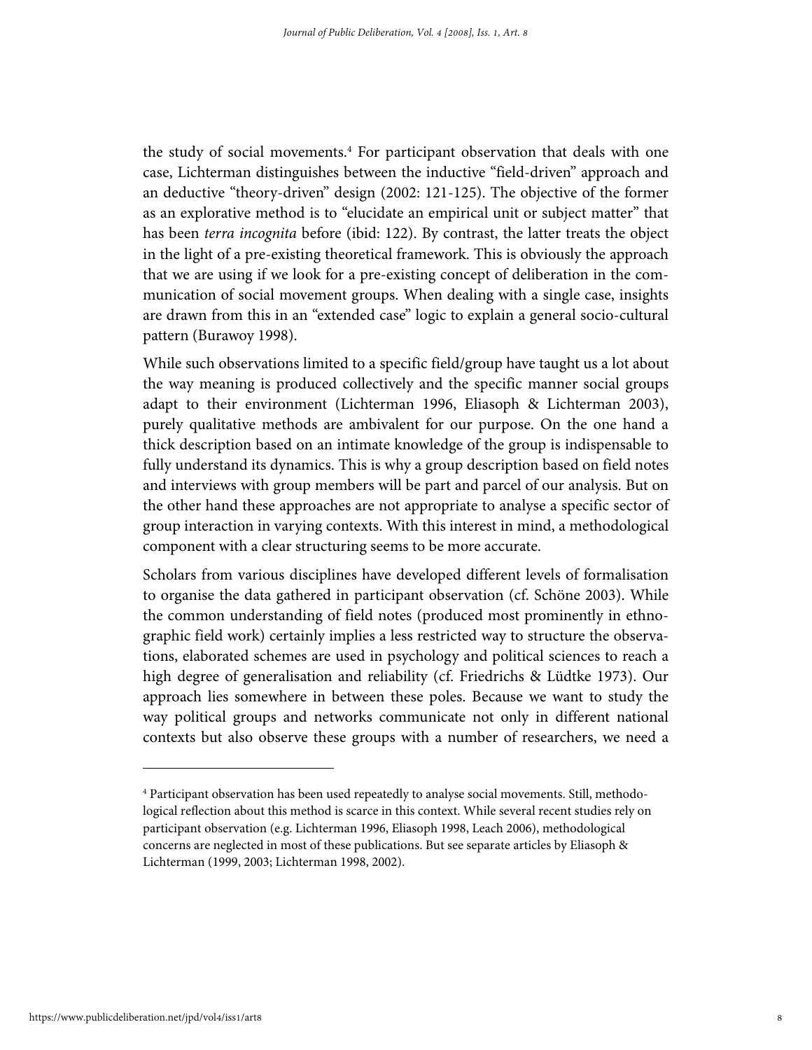the study of social movements.[4] For participant observation that deals with one case, Lichterman distinguishes between the inductive "field-driven" approach and an deductive "theory-driven" design (2002: 121-125). The objective of the former as an explorative method is to "elucidate an empirical unit or subject matter" that has been *terra incognita* before (ibid: 122). By contrast, the latter treats the object in the light of a pre-existing theoretical framework. This is obviously the approach that we are using if we look for a pre-existing concept of deliberation in the communication of social movement groups. When dealing with a single case, insights are drawn from this in an "extended case" logic to explain a general socio-cultural pattern (Burawoy 1998).

While such observations limited to a specific field/group have taught us a lot about the way meaning is produced collectively and the specific manner social groups adapt to their environment (Lichterman 1996, Eliasoph & Lichterman 2003), purely qualitative methods are ambivalent for our purpose. On the one hand a thick description based on an intimate knowledge of the group is indispensable to fully understand its dynamics. This is why a group description based on field notes and interviews with group members will be part and parcel of our analysis. But on the other hand these approaches are not appropriate to analyse a specific sector of group interaction in varying contexts. With this interest in mind, a methodological component with a clear structuring seems to be more accurate.

Scholars from various disciplines have developed different levels of formalisation to organise the data gathered in participant observation (cf. Schöne 2003). While the common understanding of field notes (produced most prominently in ethnographic field work) certainly implies a less restricted way to structure the observations, elaborated schemes are used in psychology and political sciences to reach a high degree of generalisation and reliability (cf. Friedrichs & Lüdtke 1973). Our approach lies somewhere in between these poles. Because we want to study the way political groups and networks communicate not only in different national contexts but also observe these groups with a number of researchers, we need a

---

[4] Participant observation has been used repeatedly to analyse social movements. Still, methodological reflection about this method is scarce in this context. While several recent studies rely on participant observation (e.g. Lichterman 1996, Eliasoph 1998, Leach 2006), methodological concerns are neglected in most of these publications. But see separate articles by Eliasoph & Lichterman (1999, 2003; Lichterman 1998, 2002).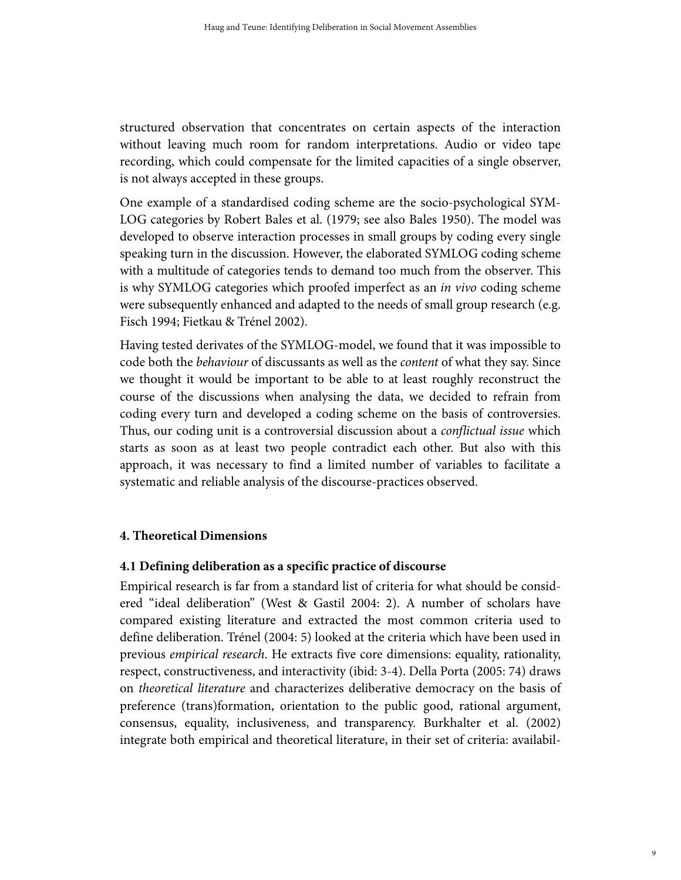structured observation that concentrates on certain aspects of the interaction without leaving much room for random interpretations. Audio or video tape recording, which could compensate for the limited capacities of a single observer, is not always accepted in these groups.

One example of a standardised coding scheme are the socio-psychological SYMLOG categories by Robert Bales et al. (1979; see also Bales 1950). The model was developed to observe interaction processes in small groups by coding every single speaking turn in the discussion. However, the elaborated SYMLOG coding scheme with a multitude of categories tends to demand too much from the observer. This is why SYMLOG categories which proofed imperfect as an *in vivo* coding scheme were subsequently enhanced and adapted to the needs of small group research (e.g. Fisch 1994; Fietkau & Trénel 2002).

Having tested derivates of the SYMLOG-model, we found that it was impossible to code both the *behaviour* of discussants as well as the *content* of what they say. Since we thought it would be important to be able to at least roughly reconstruct the course of the discussions when analysing the data, we decided to refrain from coding every turn and developed a coding scheme on the basis of controversies. Thus, our coding unit is a controversial discussion about a *conflictual issue* which starts as soon as at least two people contradict each other. But also with this approach, it was necessary to find a limited number of variables to facilitate a systematic and reliable analysis of the discourse-practices observed.

## 4. Theoretical Dimensions

### 4.1 Defining deliberation as a specific practice of discourse

Empirical research is far from a standard list of criteria for what should be considered "ideal deliberation" (West & Gastil 2004: 2). A number of scholars have compared existing literature and extracted the most common criteria used to define deliberation. Trénel (2004: 5) looked at the criteria which have been used in previous *empirical research*. He extracts five core dimensions: equality, rationality, respect, constructiveness, and interactivity (ibid: 3-4). Della Porta (2005: 74) draws on *theoretical literature* and characterizes deliberative democracy on the basis of preference (trans)formation, orientation to the public good, rational argument, consensus, equality, inclusiveness, and transparency. Burkhalter et al. (2002) integrate both empirical and theoretical literature, in their set of criteria: availabil-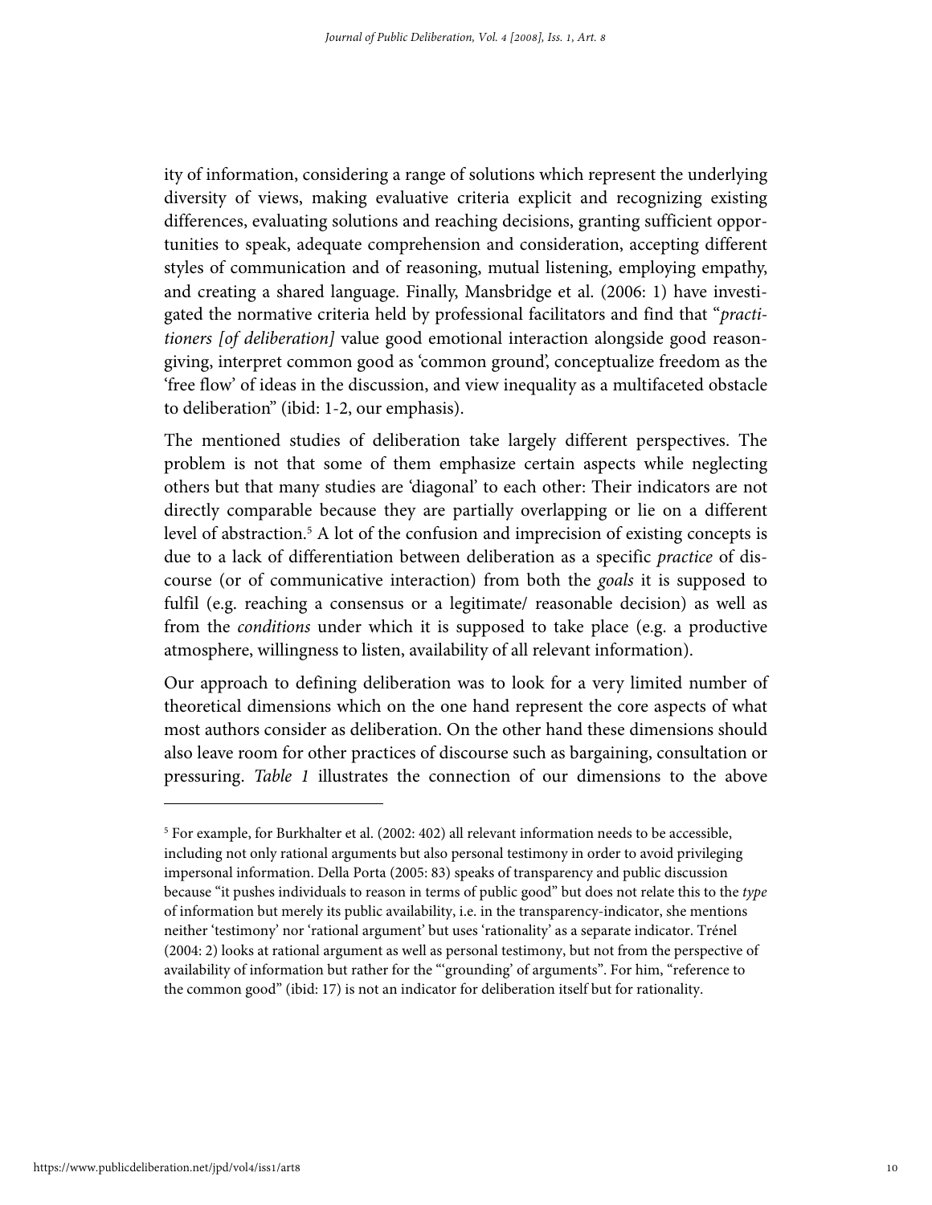ity of information, considering a range of solutions which represent the underlying diversity of views, making evaluative criteria explicit and recognizing existing differences, evaluating solutions and reaching decisions, granting sufficient opportunities to speak, adequate comprehension and consideration, accepting different styles of communication and of reasoning, mutual listening, employing empathy, and creating a shared language. Finally, Mansbridge et al. (2006: 1) have investigated the normative criteria held by professional facilitators and find that "*practitioners [of deliberation]* value good emotional interaction alongside good reason-giving, interpret common good as 'common ground', conceptualize freedom as the 'free flow' of ideas in the discussion, and view inequality as a multifaceted obstacle to deliberation" (ibid: 1-2, our emphasis).

The mentioned studies of deliberation take largely different perspectives. The problem is not that some of them emphasize certain aspects while neglecting others but that many studies are 'diagonal' to each other: Their indicators are not directly comparable because they are partially overlapping or lie on a different level of abstraction.[5] A lot of the confusion and imprecision of existing concepts is due to a lack of differentiation between deliberation as a specific *practice* of discourse (or of communicative interaction) from both the *goals* it is supposed to fulfil (e.g. reaching a consensus or a legitimate/ reasonable decision) as well as from the *conditions* under which it is supposed to take place (e.g. a productive atmosphere, willingness to listen, availability of all relevant information).

Our approach to defining deliberation was to look for a very limited number of theoretical dimensions which on the one hand represent the core aspects of what most authors consider as deliberation. On the other hand these dimensions should also leave room for other practices of discourse such as bargaining, consultation or pressuring. *Table 1* illustrates the connection of our dimensions to the above

[5] For example, for Burkhalter et al. (2002: 402) all relevant information needs to be accessible, including not only rational arguments but also personal testimony in order to avoid privileging impersonal information. Della Porta (2005: 83) speaks of transparency and public discussion because "it pushes individuals to reason in terms of public good" but does not relate this to the *type* of information but merely its public availability, i.e. in the transparency-indicator, she mentions neither 'testimony' nor 'rational argument' but uses 'rationality' as a separate indicator. Trénel (2004: 2) looks at rational argument as well as personal testimony, but not from the perspective of availability of information but rather for the "'grounding' of arguments". For him, "reference to the common good" (ibid: 17) is not an indicator for deliberation itself but for rationality.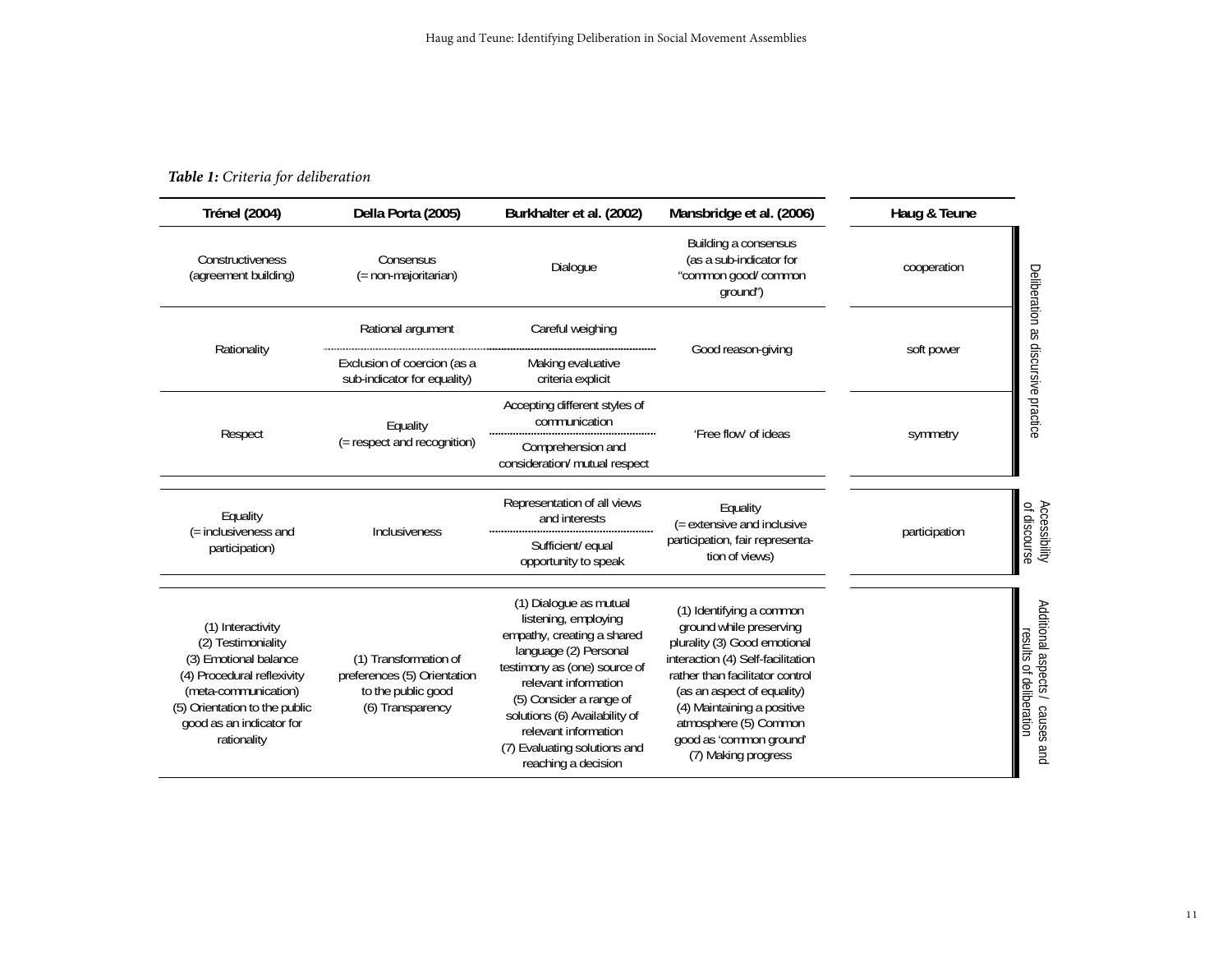***Table 1:** Criteria for deliberation*

| Trénel (2004) | Della Porta (2005) | Burkhalter et al. (2002) | Mansbridge et al. (2006) | Haug & Teune | |
|---|---|---|---|---|---|
| Constructiveness (agreement building) | Consensus (= non-majoritarian) | Dialogue | Building a consensus (as a sub-indicator for "common good/ common ground") | cooperation | Deliberation as discursive practice |
| Rationality | Rational argument | Careful weighing | Good reason-giving | soft power | |
| | Exclusion of coercion (as a sub-indicator for equality) | Making evaluative criteria explicit | | | |
| Respect | Equality (= respect and recognition) | Accepting different styles of communication | 'Free flow' of ideas | symmetry | |
| | | Comprehension and consideration/ mutual respect | | | |
| Equality (= inclusiveness and participation) | Inclusiveness | Representation of all views and interests | Equality (= extensive and inclusive participation, fair representation of views) | participation | Accessibility of discourse |
| | | Sufficient/ equal opportunity to speak | | | |
| (1) Interactivity (2) Testimoniality (3) Emotional balance (4) Procedural reflexivity (meta-communication) (5) Orientation to the public good as an indicator for rationality | (1) Transformation of preferences (5) Orientation to the public good (6) Transparency | (1) Dialogue as mutual listening, employing empathy, creating a shared language (2) Personal testimony as (one) source of relevant information (5) Consider a range of solutions (6) Availability of relevant information (7) Evaluating solutions and reaching a decision | (1) Identifying a common ground while preserving plurality (3) Good emotional interaction (4) Self-facilitation rather than facilitator control (as an aspect of equality) (4) Maintaining a positive atmosphere (5) Common good as 'common ground' (7) Making progress | | Additional aspects / causes and results of deliberation |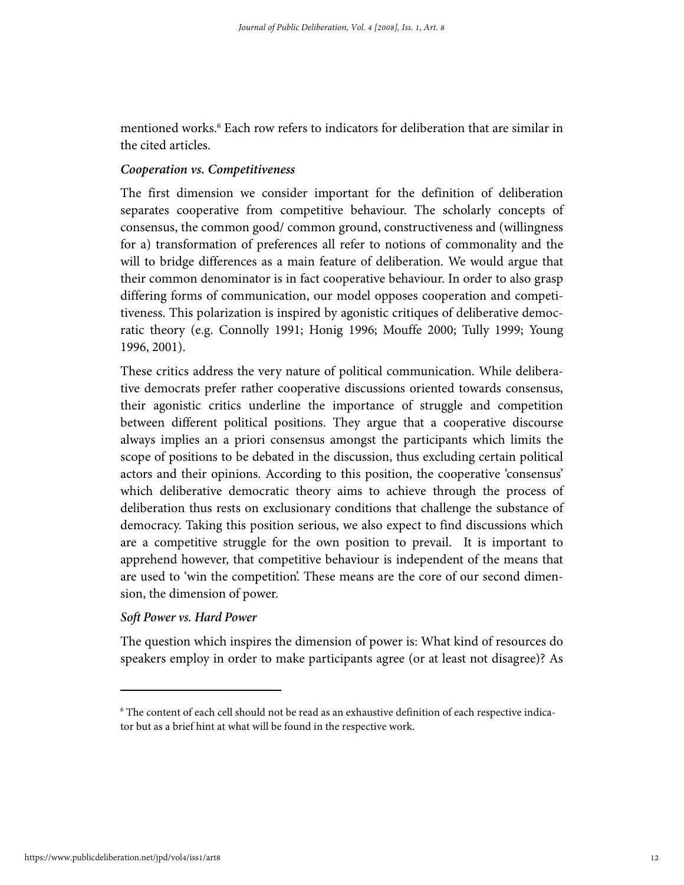mentioned works.[6] Each row refers to indicators for deliberation that are similar in the cited articles.

***Cooperation vs. Competitiveness***

The first dimension we consider important for the definition of deliberation separates cooperative from competitive behaviour. The scholarly concepts of consensus, the common good/ common ground, constructiveness and (willingness for a) transformation of preferences all refer to notions of commonality and the will to bridge differences as a main feature of deliberation. We would argue that their common denominator is in fact cooperative behaviour. In order to also grasp differing forms of communication, our model opposes cooperation and competitiveness. This polarization is inspired by agonistic critiques of deliberative democratic theory (e.g. Connolly 1991; Honig 1996; Mouffe 2000; Tully 1999; Young 1996, 2001).

These critics address the very nature of political communication. While deliberative democrats prefer rather cooperative discussions oriented towards consensus, their agonistic critics underline the importance of struggle and competition between different political positions. They argue that a cooperative discourse always implies an a priori consensus amongst the participants which limits the scope of positions to be debated in the discussion, thus excluding certain political actors and their opinions. According to this position, the cooperative 'consensus' which deliberative democratic theory aims to achieve through the process of deliberation thus rests on exclusionary conditions that challenge the substance of democracy. Taking this position serious, we also expect to find discussions which are a competitive struggle for the own position to prevail. It is important to apprehend however, that competitive behaviour is independent of the means that are used to 'win the competition'. These means are the core of our second dimension, the dimension of power.

***Soft Power vs. Hard Power***

The question which inspires the dimension of power is: What kind of resources do speakers employ in order to make participants agree (or at least not disagree)? As

---

[6] The content of each cell should not be read as an exhaustive definition of each respective indicator but as a brief hint at what will be found in the respective work.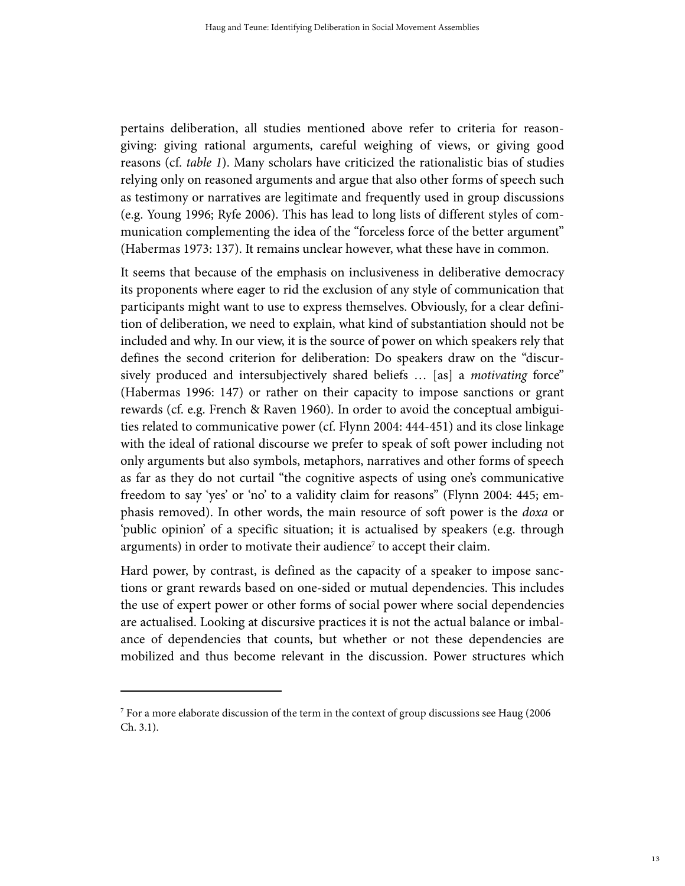pertains deliberation, all studies mentioned above refer to criteria for reason-giving: giving rational arguments, careful weighing of views, or giving good reasons (cf. *table 1*). Many scholars have criticized the rationalistic bias of studies relying only on reasoned arguments and argue that also other forms of speech such as testimony or narratives are legitimate and frequently used in group discussions (e.g. Young 1996; Ryfe 2006). This has lead to long lists of different styles of communication complementing the idea of the "forceless force of the better argument" (Habermas 1973: 137). It remains unclear however, what these have in common.

It seems that because of the emphasis on inclusiveness in deliberative democracy its proponents where eager to rid the exclusion of any style of communication that participants might want to use to express themselves. Obviously, for a clear definition of deliberation, we need to explain, what kind of substantiation should not be included and why. In our view, it is the source of power on which speakers rely that defines the second criterion for deliberation: Do speakers draw on the "discursively produced and intersubjectively shared beliefs … [as] a *motivating* force" (Habermas 1996: 147) or rather on their capacity to impose sanctions or grant rewards (cf. e.g. French & Raven 1960). In order to avoid the conceptual ambiguities related to communicative power (cf. Flynn 2004: 444-451) and its close linkage with the ideal of rational discourse we prefer to speak of soft power including not only arguments but also symbols, metaphors, narratives and other forms of speech as far as they do not curtail "the cognitive aspects of using one's communicative freedom to say 'yes' or 'no' to a validity claim for reasons" (Flynn 2004: 445; emphasis removed). In other words, the main resource of soft power is the *doxa* or 'public opinion' of a specific situation; it is actualised by speakers (e.g. through arguments) in order to motivate their audience[7] to accept their claim.

Hard power, by contrast, is defined as the capacity of a speaker to impose sanctions or grant rewards based on one-sided or mutual dependencies. This includes the use of expert power or other forms of social power where social dependencies are actualised. Looking at discursive practices it is not the actual balance or imbalance of dependencies that counts, but whether or not these dependencies are mobilized and thus become relevant in the discussion. Power structures which

---

[7] For a more elaborate discussion of the term in the context of group discussions see Haug (2006 Ch. 3.1).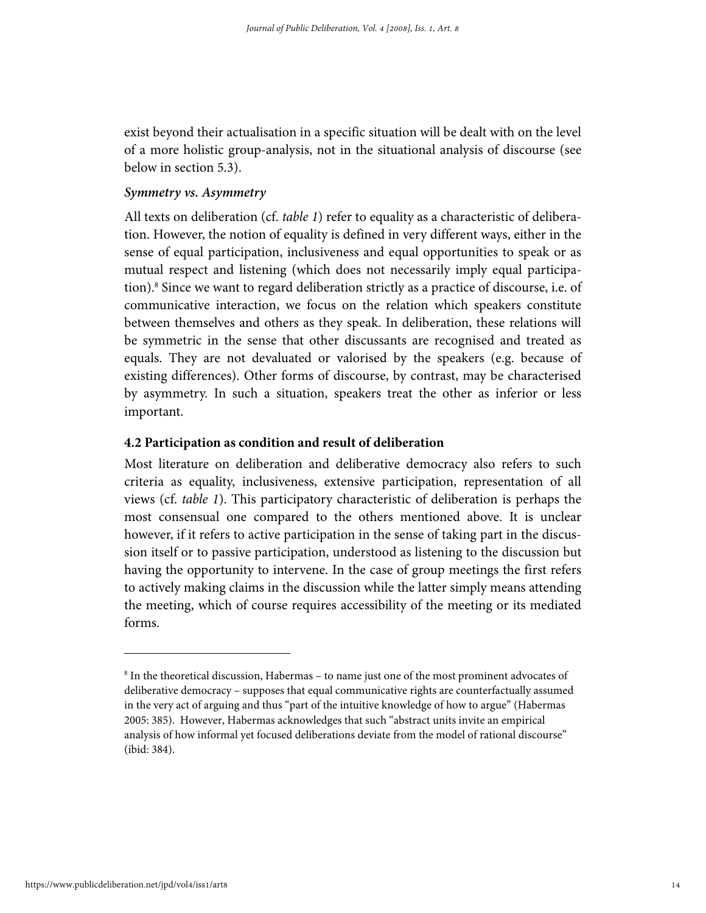exist beyond their actualisation in a specific situation will be dealt with on the level of a more holistic group-analysis, not in the situational analysis of discourse (see below in section 5.3).

***Symmetry vs. Asymmetry***

All texts on deliberation (cf. *table 1*) refer to equality as a characteristic of deliberation. However, the notion of equality is defined in very different ways, either in the sense of equal participation, inclusiveness and equal opportunities to speak or as mutual respect and listening (which does not necessarily imply equal participation).[8] Since we want to regard deliberation strictly as a practice of discourse, i.e. of communicative interaction, we focus on the relation which speakers constitute between themselves and others as they speak. In deliberation, these relations will be symmetric in the sense that other discussants are recognised and treated as equals. They are not devaluated or valorised by the speakers (e.g. because of existing differences). Other forms of discourse, by contrast, may be characterised by asymmetry. In such a situation, speakers treat the other as inferior or less important.

### 4.2 Participation as condition and result of deliberation

Most literature on deliberation and deliberative democracy also refers to such criteria as equality, inclusiveness, extensive participation, representation of all views (cf. *table 1*). This participatory characteristic of deliberation is perhaps the most consensual one compared to the others mentioned above. It is unclear however, if it refers to active participation in the sense of taking part in the discussion itself or to passive participation, understood as listening to the discussion but having the opportunity to intervene. In the case of group meetings the first refers to actively making claims in the discussion while the latter simply means attending the meeting, which of course requires accessibility of the meeting or its mediated forms.

---

[8] In the theoretical discussion, Habermas – to name just one of the most prominent advocates of deliberative democracy – supposes that equal communicative rights are counterfactually assumed in the very act of arguing and thus "part of the intuitive knowledge of how to argue" (Habermas 2005: 385). However, Habermas acknowledges that such "abstract units invite an empirical analysis of how informal yet focused deliberations deviate from the model of rational discourse" (ibid: 384).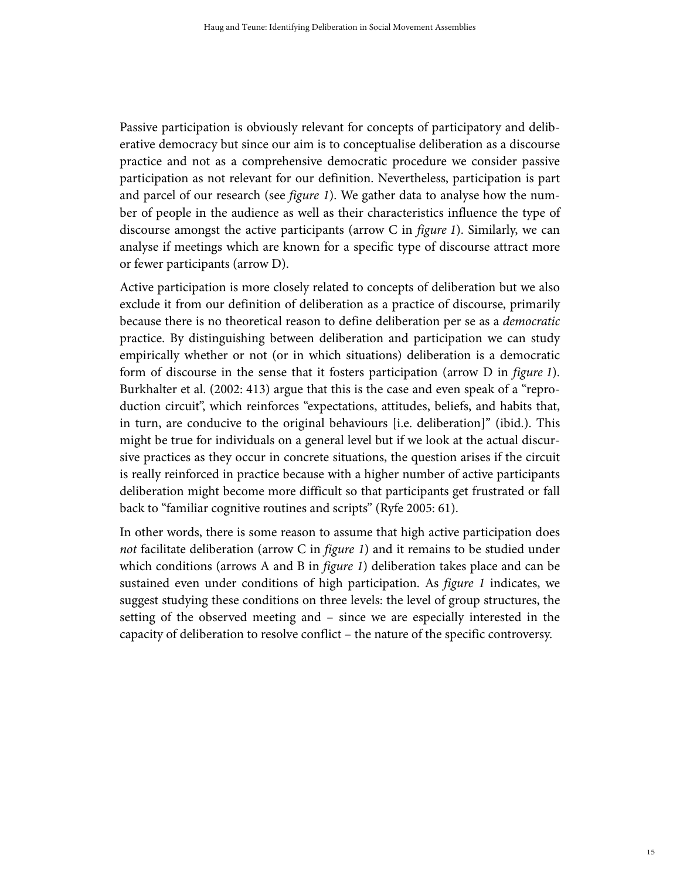Passive participation is obviously relevant for concepts of participatory and deliberative democracy but since our aim is to conceptualise deliberation as a discourse practice and not as a comprehensive democratic procedure we consider passive participation as not relevant for our definition. Nevertheless, participation is part and parcel of our research (see *figure 1*). We gather data to analyse how the number of people in the audience as well as their characteristics influence the type of discourse amongst the active participants (arrow C in *figure 1*). Similarly, we can analyse if meetings which are known for a specific type of discourse attract more or fewer participants (arrow D).

Active participation is more closely related to concepts of deliberation but we also exclude it from our definition of deliberation as a practice of discourse, primarily because there is no theoretical reason to define deliberation per se as a *democratic* practice. By distinguishing between deliberation and participation we can study empirically whether or not (or in which situations) deliberation is a democratic form of discourse in the sense that it fosters participation (arrow D in *figure 1*). Burkhalter et al. (2002: 413) argue that this is the case and even speak of a "reproduction circuit", which reinforces "expectations, attitudes, beliefs, and habits that, in turn, are conducive to the original behaviours [i.e. deliberation]" (ibid.). This might be true for individuals on a general level but if we look at the actual discursive practices as they occur in concrete situations, the question arises if the circuit is really reinforced in practice because with a higher number of active participants deliberation might become more difficult so that participants get frustrated or fall back to "familiar cognitive routines and scripts" (Ryfe 2005: 61).

In other words, there is some reason to assume that high active participation does *not* facilitate deliberation (arrow C in *figure 1*) and it remains to be studied under which conditions (arrows A and B in *figure 1*) deliberation takes place and can be sustained even under conditions of high participation. As *figure 1* indicates, we suggest studying these conditions on three levels: the level of group structures, the setting of the observed meeting and – since we are especially interested in the capacity of deliberation to resolve conflict – the nature of the specific controversy.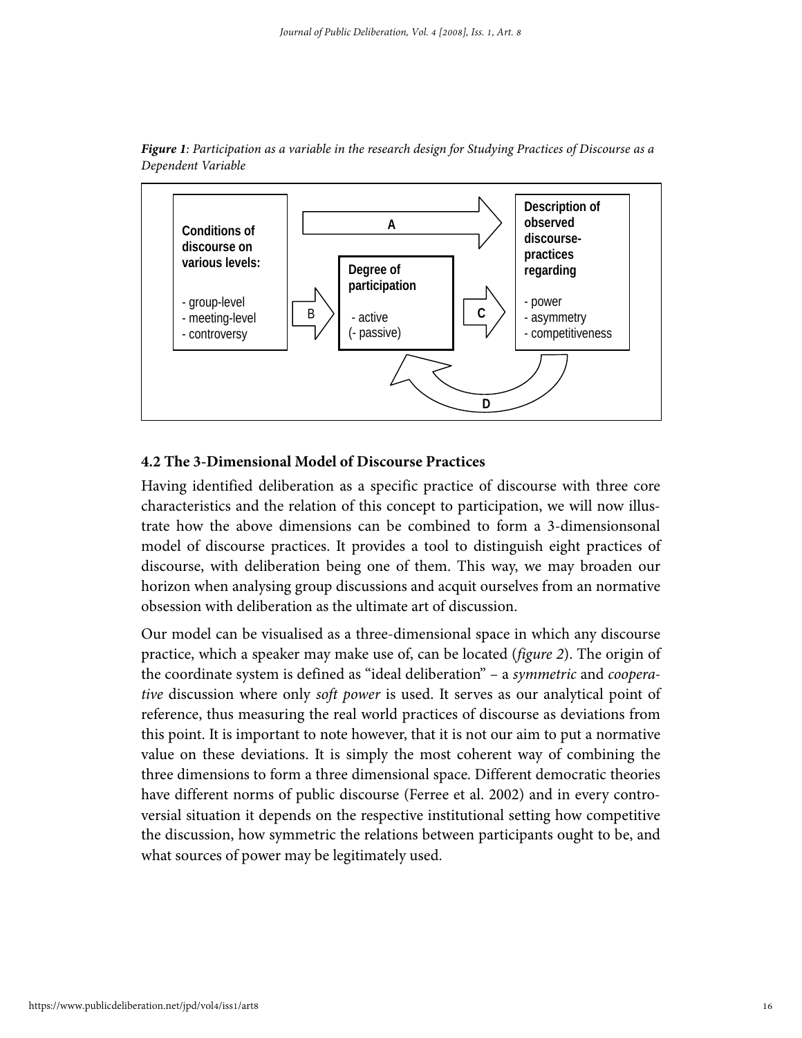***Figure 1**: Participation as a variable in the research design for Studying Practices of Discourse as a Dependent Variable*

**Conditions of discourse on various levels:**

- group-level
- meeting-level
- controversy

**Degree of participation**

- active
(- passive)

**Description of observed discourse-practices regarding**

- power
- asymmetry
- competitiveness

A, B, C, D

### 4.2 The 3-Dimensional Model of Discourse Practices

Having identified deliberation as a specific practice of discourse with three core characteristics and the relation of this concept to participation, we will now illustrate how the above dimensions can be combined to form a 3-dimensionsonal model of discourse practices. It provides a tool to distinguish eight practices of discourse, with deliberation being one of them. This way, we may broaden our horizon when analysing group discussions and acquit ourselves from an normative obsession with deliberation as the ultimate art of discussion.

Our model can be visualised as a three-dimensional space in which any discourse practice, which a speaker may make use of, can be located (*figure 2*). The origin of the coordinate system is defined as "ideal deliberation" – a *symmetric* and *cooperative* discussion where only *soft power* is used. It serves as our analytical point of reference, thus measuring the real world practices of discourse as deviations from this point. It is important to note however, that it is not our aim to put a normative value on these deviations. It is simply the most coherent way of combining the three dimensions to form a three dimensional space. Different democratic theories have different norms of public discourse (Ferree et al. 2002) and in every controversial situation it depends on the respective institutional setting how competitive the discussion, how symmetric the relations between participants ought to be, and what sources of power may be legitimately used.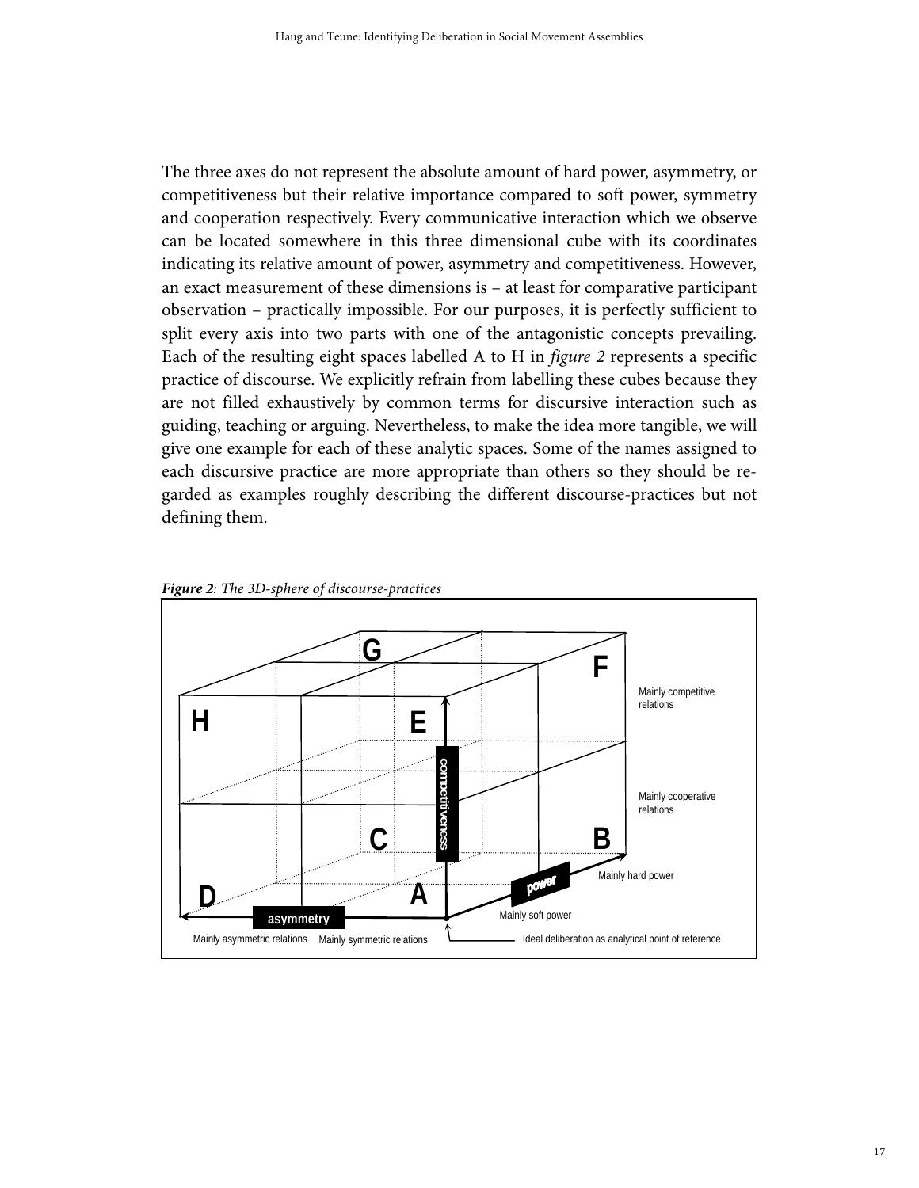The three axes do not represent the absolute amount of hard power, asymmetry, or competitiveness but their relative importance compared to soft power, symmetry and cooperation respectively. Every communicative interaction which we observe can be located somewhere in this three dimensional cube with its coordinates indicating its relative amount of power, asymmetry and competitiveness. However, an exact measurement of these dimensions is – at least for comparative participant observation – practically impossible. For our purposes, it is perfectly sufficient to split every axis into two parts with one of the antagonistic concepts prevailing. Each of the resulting eight spaces labelled A to H in *figure 2* represents a specific practice of discourse. We explicitly refrain from labelling these cubes because they are not filled exhaustively by common terms for discursive interaction such as guiding, teaching or arguing. Nevertheless, to make the idea more tangible, we will give one example for each of these analytic spaces. Some of the names assigned to each discursive practice are more appropriate than others so they should be regarded as examples roughly describing the different discourse-practices but not defining them.

***Figure 2****: The 3D-sphere of discourse-practices*

G F H E C B D A

competitiveness power asymmetry

Mainly competitive relations

Mainly cooperative relations

Mainly hard power

Mainly soft power

Mainly asymmetric relations Mainly symmetric relations

Ideal deliberation as analytical point of reference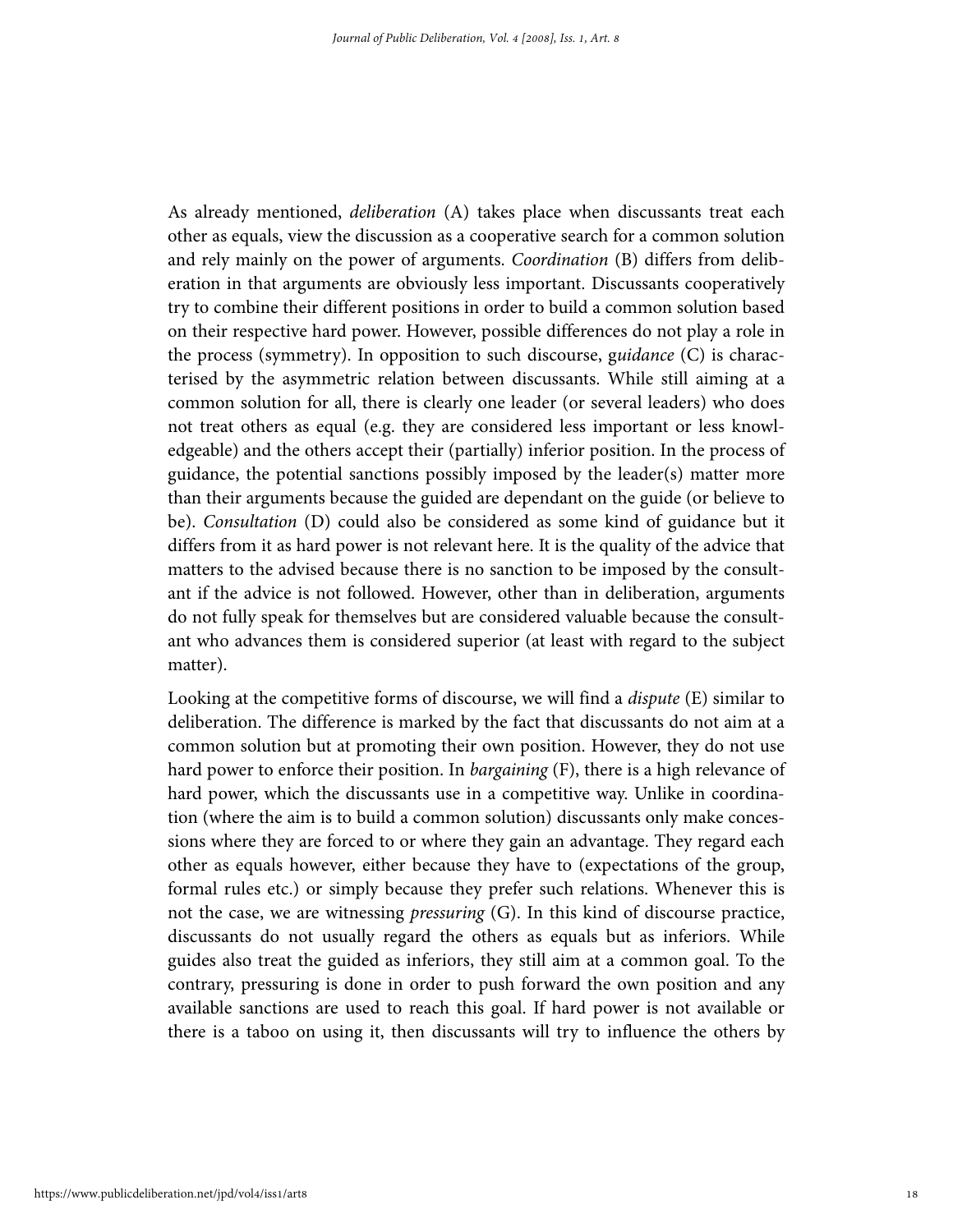As already mentioned, *deliberation* (A) takes place when discussants treat each other as equals, view the discussion as a cooperative search for a common solution and rely mainly on the power of arguments. *Coordination* (B) differs from deliberation in that arguments are obviously less important. Discussants cooperatively try to combine their different positions in order to build a common solution based on their respective hard power. However, possible differences do not play a role in the process (symmetry). In opposition to such discourse, g*uidance* (C) is characterised by the asymmetric relation between discussants. While still aiming at a common solution for all, there is clearly one leader (or several leaders) who does not treat others as equal (e.g. they are considered less important or less knowledgeable) and the others accept their (partially) inferior position. In the process of guidance, the potential sanctions possibly imposed by the leader(s) matter more than their arguments because the guided are dependant on the guide (or believe to be). *Consultation* (D) could also be considered as some kind of guidance but it differs from it as hard power is not relevant here. It is the quality of the advice that matters to the advised because there is no sanction to be imposed by the consultant if the advice is not followed. However, other than in deliberation, arguments do not fully speak for themselves but are considered valuable because the consultant who advances them is considered superior (at least with regard to the subject matter).

Looking at the competitive forms of discourse, we will find a *dispute* (E) similar to deliberation. The difference is marked by the fact that discussants do not aim at a common solution but at promoting their own position. However, they do not use hard power to enforce their position. In *bargaining* (F), there is a high relevance of hard power, which the discussants use in a competitive way. Unlike in coordination (where the aim is to build a common solution) discussants only make concessions where they are forced to or where they gain an advantage. They regard each other as equals however, either because they have to (expectations of the group, formal rules etc.) or simply because they prefer such relations. Whenever this is not the case, we are witnessing *pressuring* (G). In this kind of discourse practice, discussants do not usually regard the others as equals but as inferiors. While guides also treat the guided as inferiors, they still aim at a common goal. To the contrary, pressuring is done in order to push forward the own position and any available sanctions are used to reach this goal. If hard power is not available or there is a taboo on using it, then discussants will try to influence the others by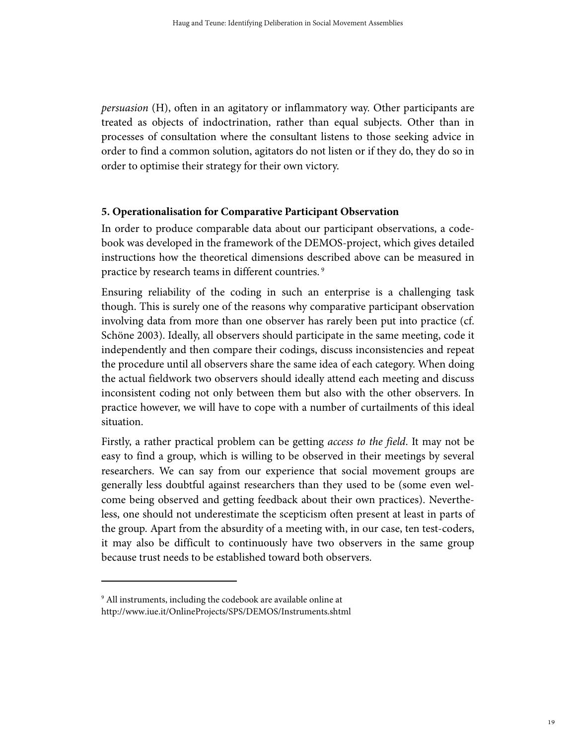*persuasion* (H), often in an agitatory or inflammatory way. Other participants are treated as objects of indoctrination, rather than equal subjects. Other than in processes of consultation where the consultant listens to those seeking advice in order to find a common solution, agitators do not listen or if they do, they do so in order to optimise their strategy for their own victory.

## 5. Operationalisation for Comparative Participant Observation

In order to produce comparable data about our participant observations, a codebook was developed in the framework of the DEMOS-project, which gives detailed instructions how the theoretical dimensions described above can be measured in practice by research teams in different countries. [9]

Ensuring reliability of the coding in such an enterprise is a challenging task though. This is surely one of the reasons why comparative participant observation involving data from more than one observer has rarely been put into practice (cf. Schöne 2003). Ideally, all observers should participate in the same meeting, code it independently and then compare their codings, discuss inconsistencies and repeat the procedure until all observers share the same idea of each category. When doing the actual fieldwork two observers should ideally attend each meeting and discuss inconsistent coding not only between them but also with the other observers. In practice however, we will have to cope with a number of curtailments of this ideal situation.

Firstly, a rather practical problem can be getting *access to the field*. It may not be easy to find a group, which is willing to be observed in their meetings by several researchers. We can say from our experience that social movement groups are generally less doubtful against researchers than they used to be (some even welcome being observed and getting feedback about their own practices). Nevertheless, one should not underestimate the scepticism often present at least in parts of the group. Apart from the absurdity of a meeting with, in our case, ten test-coders, it may also be difficult to continuously have two observers in the same group because trust needs to be established toward both observers.

---

[9] All instruments, including the codebook are available online at http://www.iue.it/OnlineProjects/SPS/DEMOS/Instruments.shtml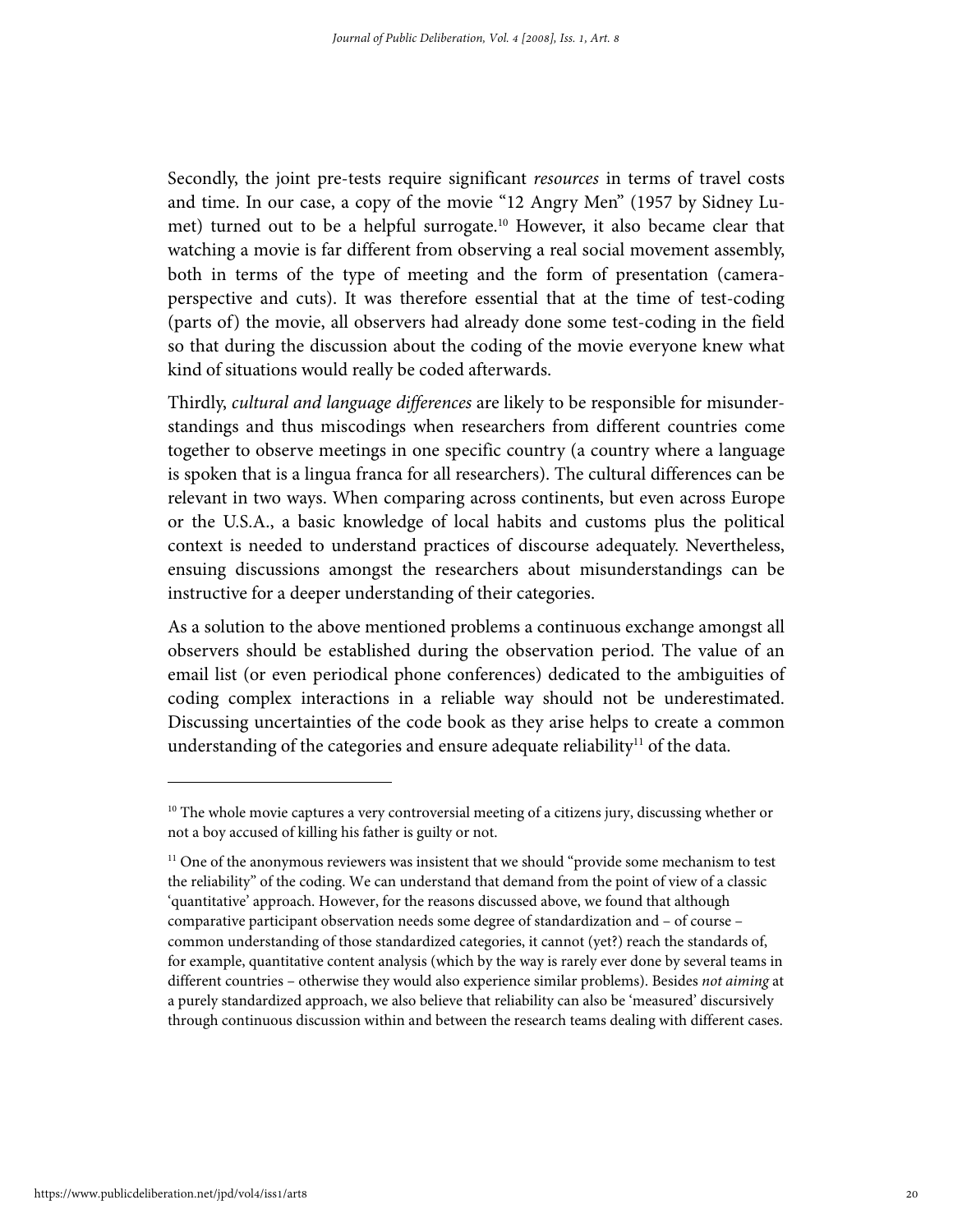Secondly, the joint pre-tests require significant *resources* in terms of travel costs and time. In our case, a copy of the movie "12 Angry Men" (1957 by Sidney Lumet) turned out to be a helpful surrogate.[10] However, it also became clear that watching a movie is far different from observing a real social movement assembly, both in terms of the type of meeting and the form of presentation (camera-perspective and cuts). It was therefore essential that at the time of test-coding (parts of) the movie, all observers had already done some test-coding in the field so that during the discussion about the coding of the movie everyone knew what kind of situations would really be coded afterwards.

Thirdly, *cultural and language differences* are likely to be responsible for misunderstandings and thus miscodings when researchers from different countries come together to observe meetings in one specific country (a country where a language is spoken that is a lingua franca for all researchers). The cultural differences can be relevant in two ways. When comparing across continents, but even across Europe or the U.S.A., a basic knowledge of local habits and customs plus the political context is needed to understand practices of discourse adequately. Nevertheless, ensuing discussions amongst the researchers about misunderstandings can be instructive for a deeper understanding of their categories.

As a solution to the above mentioned problems a continuous exchange amongst all observers should be established during the observation period. The value of an email list (or even periodical phone conferences) dedicated to the ambiguities of coding complex interactions in a reliable way should not be underestimated. Discussing uncertainties of the code book as they arise helps to create a common understanding of the categories and ensure adequate reliability[11] of the data.

---

[10] The whole movie captures a very controversial meeting of a citizens jury, discussing whether or not a boy accused of killing his father is guilty or not.

[11] One of the anonymous reviewers was insistent that we should "provide some mechanism to test the reliability" of the coding. We can understand that demand from the point of view of a classic 'quantitative' approach. However, for the reasons discussed above, we found that although comparative participant observation needs some degree of standardization and – of course – common understanding of those standardized categories, it cannot (yet?) reach the standards of, for example, quantitative content analysis (which by the way is rarely ever done by several teams in different countries – otherwise they would also experience similar problems). Besides *not aiming* at a purely standardized approach, we also believe that reliability can also be 'measured' discursively through continuous discussion within and between the research teams dealing with different cases.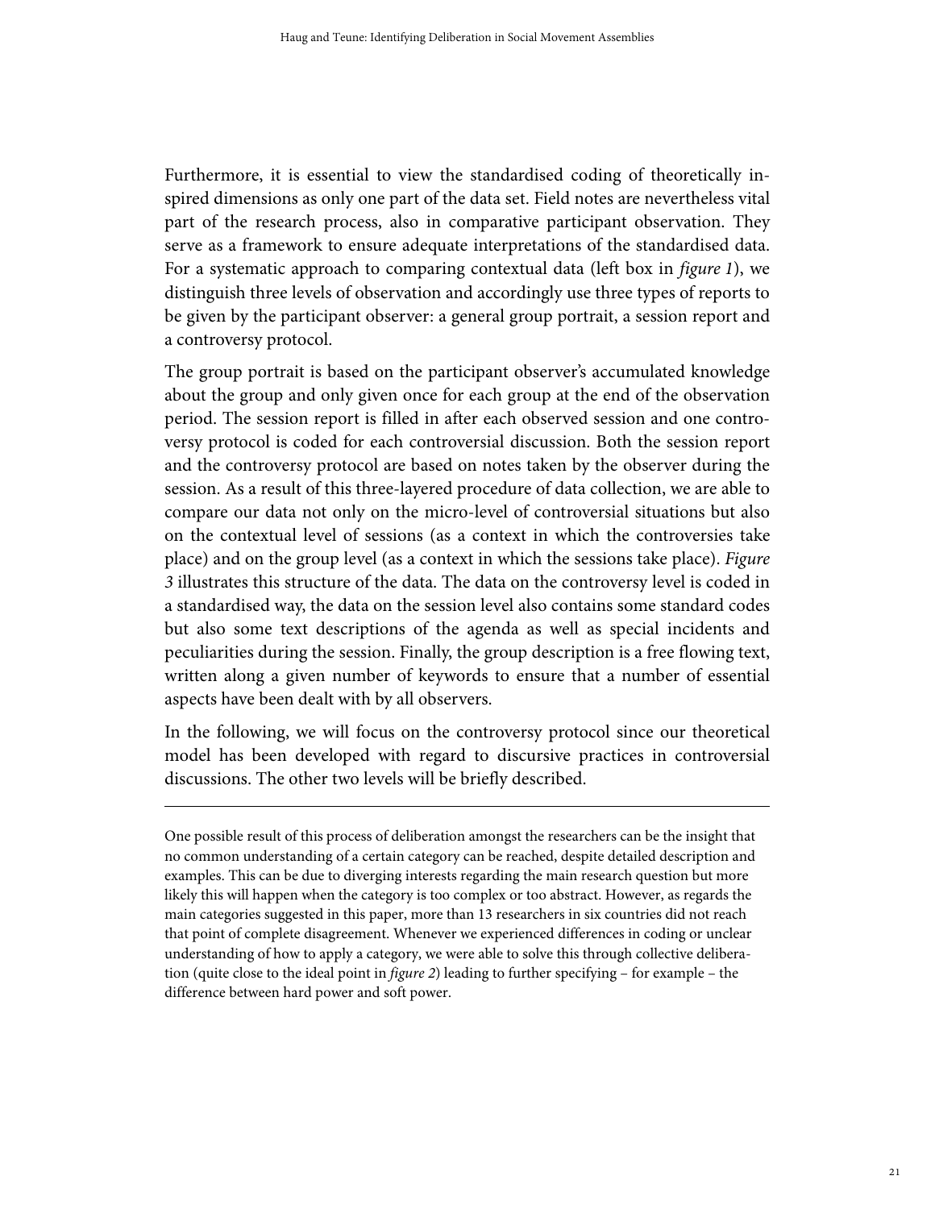Furthermore, it is essential to view the standardised coding of theoretically inspired dimensions as only one part of the data set. Field notes are nevertheless vital part of the research process, also in comparative participant observation. They serve as a framework to ensure adequate interpretations of the standardised data. For a systematic approach to comparing contextual data (left box in *figure 1*), we distinguish three levels of observation and accordingly use three types of reports to be given by the participant observer: a general group portrait, a session report and a controversy protocol.

The group portrait is based on the participant observer's accumulated knowledge about the group and only given once for each group at the end of the observation period. The session report is filled in after each observed session and one controversy protocol is coded for each controversial discussion. Both the session report and the controversy protocol are based on notes taken by the observer during the session. As a result of this three-layered procedure of data collection, we are able to compare our data not only on the micro-level of controversial situations but also on the contextual level of sessions (as a context in which the controversies take place) and on the group level (as a context in which the sessions take place). *Figure 3* illustrates this structure of the data. The data on the controversy level is coded in a standardised way, the data on the session level also contains some standard codes but also some text descriptions of the agenda as well as special incidents and peculiarities during the session. Finally, the group description is a free flowing text, written along a given number of keywords to ensure that a number of essential aspects have been dealt with by all observers.

In the following, we will focus on the controversy protocol since our theoretical model has been developed with regard to discursive practices in controversial discussions. The other two levels will be briefly described.

---

One possible result of this process of deliberation amongst the researchers can be the insight that no common understanding of a certain category can be reached, despite detailed description and examples. This can be due to diverging interests regarding the main research question but more likely this will happen when the category is too complex or too abstract. However, as regards the main categories suggested in this paper, more than 13 researchers in six countries did not reach that point of complete disagreement. Whenever we experienced differences in coding or unclear understanding of how to apply a category, we were able to solve this through collective deliberation (quite close to the ideal point in *figure 2*) leading to further specifying – for example – the difference between hard power and soft power.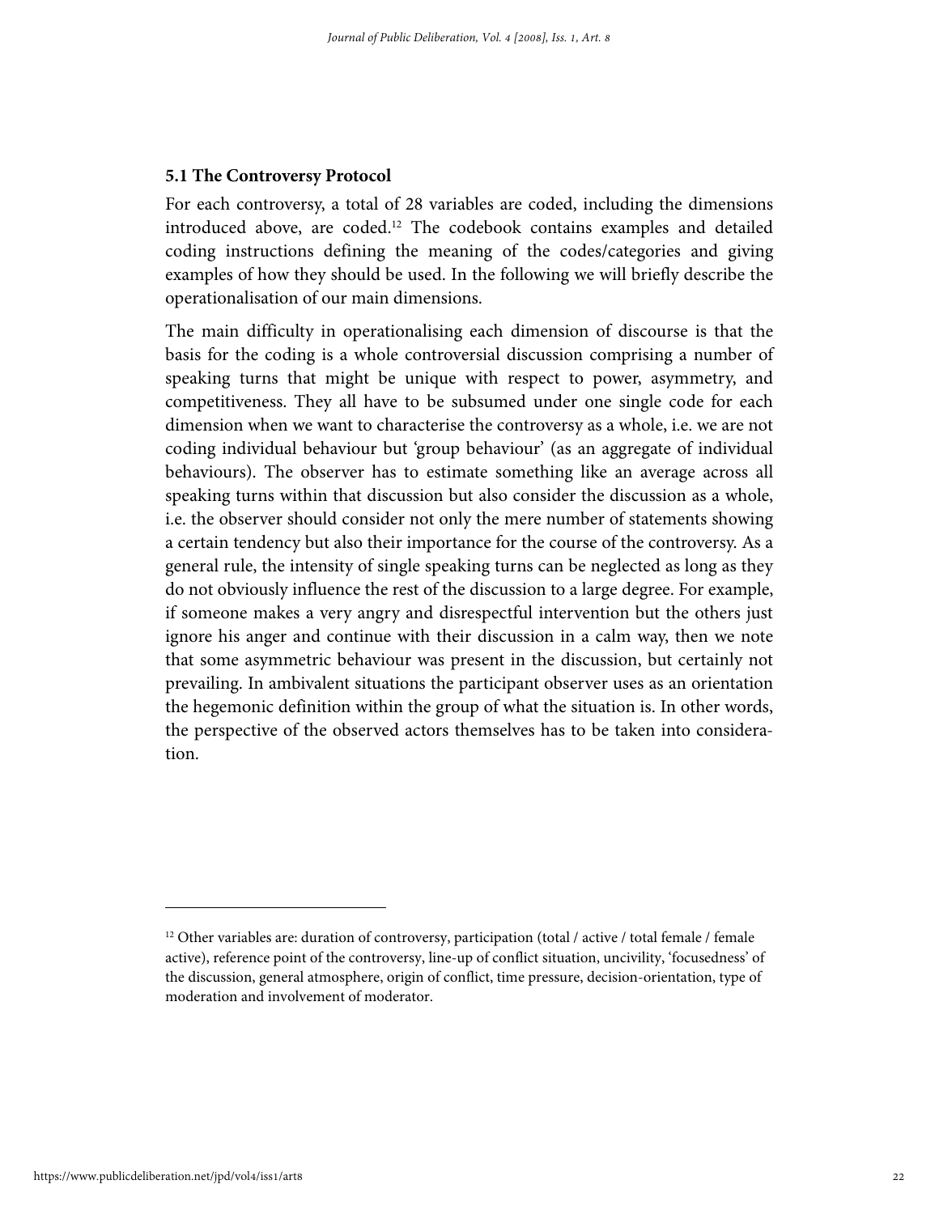### 5.1 The Controversy Protocol

For each controversy, a total of 28 variables are coded, including the dimensions introduced above, are coded.[12] The codebook contains examples and detailed coding instructions defining the meaning of the codes/categories and giving examples of how they should be used. In the following we will briefly describe the operationalisation of our main dimensions.

The main difficulty in operationalising each dimension of discourse is that the basis for the coding is a whole controversial discussion comprising a number of speaking turns that might be unique with respect to power, asymmetry, and competitiveness. They all have to be subsumed under one single code for each dimension when we want to characterise the controversy as a whole, i.e. we are not coding individual behaviour but 'group behaviour' (as an aggregate of individual behaviours). The observer has to estimate something like an average across all speaking turns within that discussion but also consider the discussion as a whole, i.e. the observer should consider not only the mere number of statements showing a certain tendency but also their importance for the course of the controversy. As a general rule, the intensity of single speaking turns can be neglected as long as they do not obviously influence the rest of the discussion to a large degree. For example, if someone makes a very angry and disrespectful intervention but the others just ignore his anger and continue with their discussion in a calm way, then we note that some asymmetric behaviour was present in the discussion, but certainly not prevailing. In ambivalent situations the participant observer uses as an orientation the hegemonic definition within the group of what the situation is. In other words, the perspective of the observed actors themselves has to be taken into consideration.

---

[12] Other variables are: duration of controversy, participation (total / active / total female / female active), reference point of the controversy, line-up of conflict situation, uncivility, 'focusedness' of the discussion, general atmosphere, origin of conflict, time pressure, decision-orientation, type of moderation and involvement of moderator.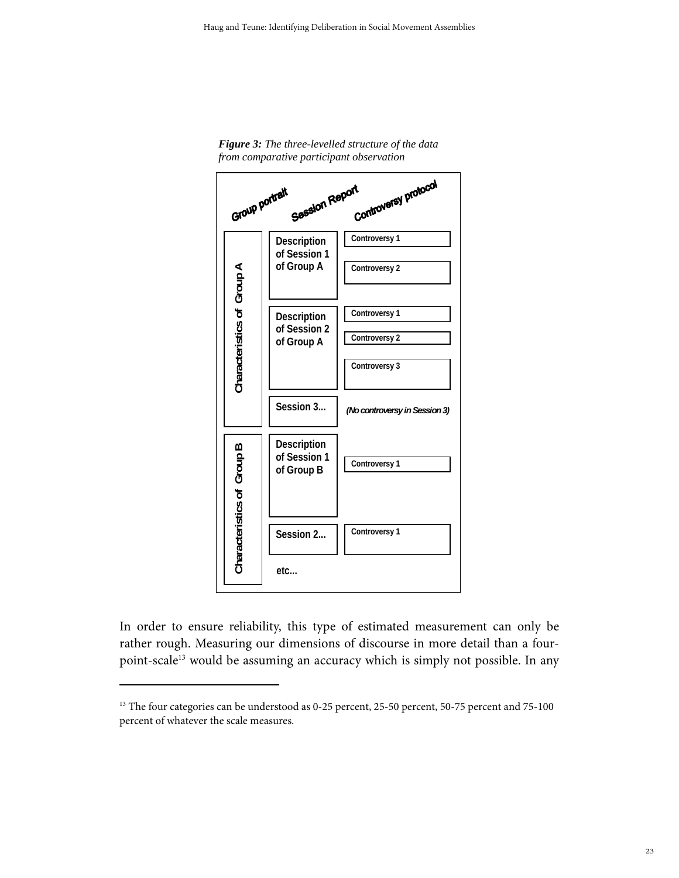***Figure 3:*** *The three-levelled structure of the data from comparative participant observation*

| Group portrait | Session Report | Controversy protocol |
| --- | --- | --- |
| Characteristics of Group A | Description of Session 1 of Group A | Controversy 1 |
| | | Controversy 2 |
| | Description of Session 2 of Group A | Controversy 1 |
| | | Controversy 2 |
| | | Controversy 3 |
| | Session 3... | *(No controversy in Session 3)* |
| Characteristics of Group B | Description of Session 1 of Group B | Controversy 1 |
| | Session 2... | Controversy 1 |
| | etc... | |

In order to ensure reliability, this type of estimated measurement can only be rather rough. Measuring our dimensions of discourse in more detail than a four-point-scale[13] would be assuming an accuracy which is simply not possible. In any

[13] The four categories can be understood as 0-25 percent, 25-50 percent, 50-75 percent and 75-100 percent of whatever the scale measures.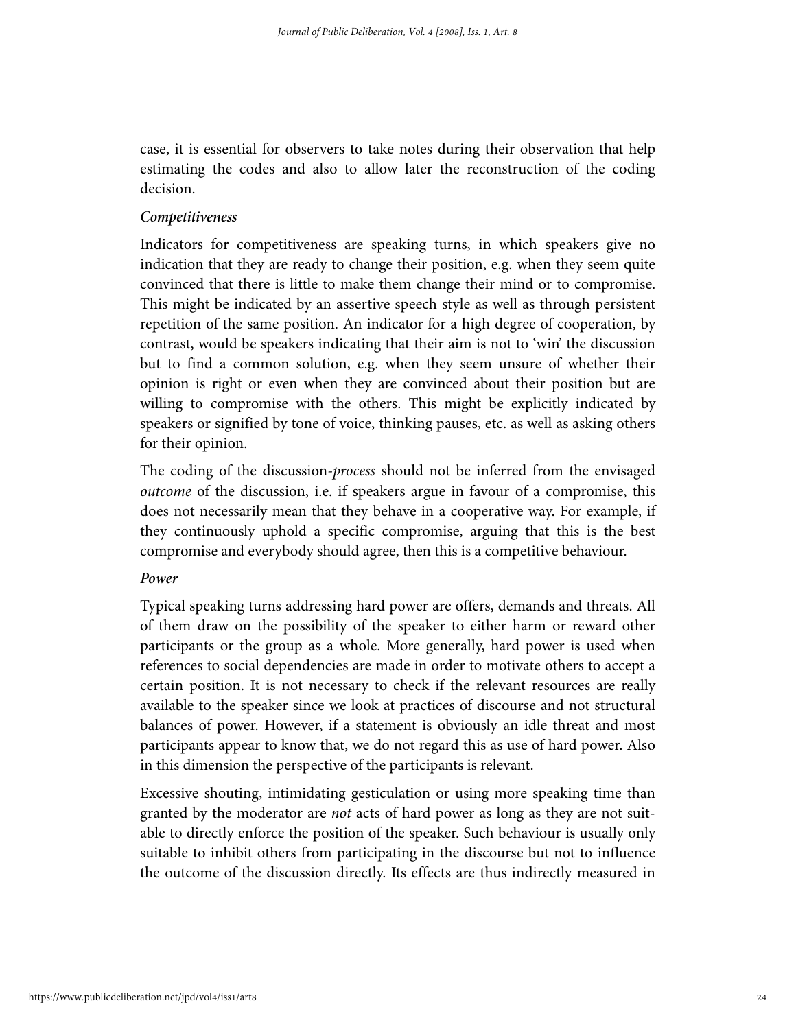case, it is essential for observers to take notes during their observation that help estimating the codes and also to allow later the reconstruction of the coding decision.

***Competitiveness***

Indicators for competitiveness are speaking turns, in which speakers give no indication that they are ready to change their position, e.g. when they seem quite convinced that there is little to make them change their mind or to compromise. This might be indicated by an assertive speech style as well as through persistent repetition of the same position. An indicator for a high degree of cooperation, by contrast, would be speakers indicating that their aim is not to 'win' the discussion but to find a common solution, e.g. when they seem unsure of whether their opinion is right or even when they are convinced about their position but are willing to compromise with the others. This might be explicitly indicated by speakers or signified by tone of voice, thinking pauses, etc. as well as asking others for their opinion.

The coding of the discussion-*process* should not be inferred from the envisaged *outcome* of the discussion, i.e. if speakers argue in favour of a compromise, this does not necessarily mean that they behave in a cooperative way. For example, if they continuously uphold a specific compromise, arguing that this is the best compromise and everybody should agree, then this is a competitive behaviour.

***Power***

Typical speaking turns addressing hard power are offers, demands and threats. All of them draw on the possibility of the speaker to either harm or reward other participants or the group as a whole. More generally, hard power is used when references to social dependencies are made in order to motivate others to accept a certain position. It is not necessary to check if the relevant resources are really available to the speaker since we look at practices of discourse and not structural balances of power. However, if a statement is obviously an idle threat and most participants appear to know that, we do not regard this as use of hard power. Also in this dimension the perspective of the participants is relevant.

Excessive shouting, intimidating gesticulation or using more speaking time than granted by the moderator are *not* acts of hard power as long as they are not suitable to directly enforce the position of the speaker. Such behaviour is usually only suitable to inhibit others from participating in the discourse but not to influence the outcome of the discussion directly. Its effects are thus indirectly measured in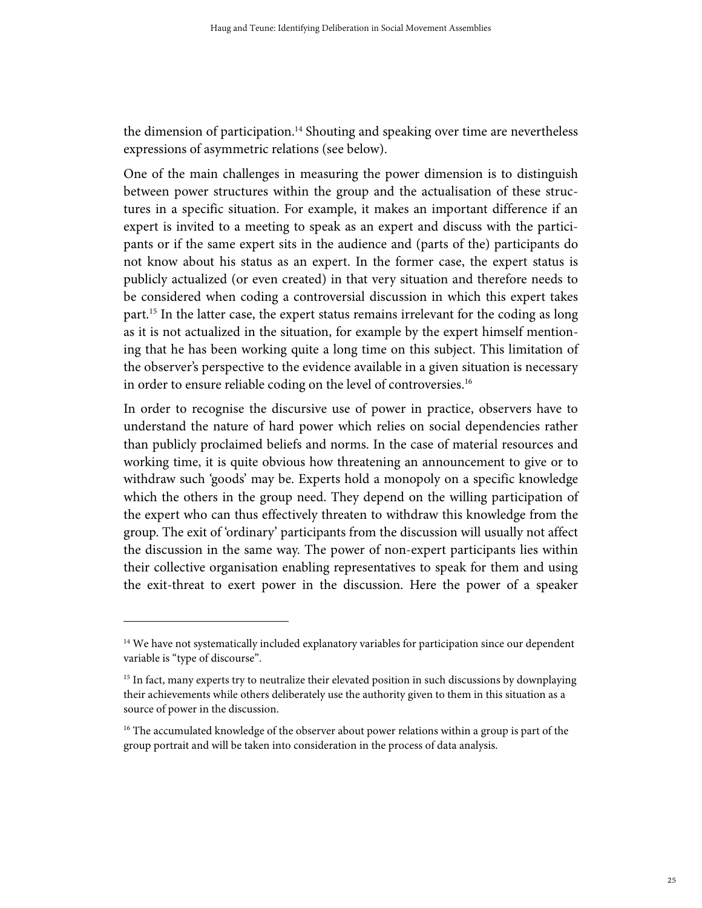the dimension of participation.[14] Shouting and speaking over time are nevertheless expressions of asymmetric relations (see below).

One of the main challenges in measuring the power dimension is to distinguish between power structures within the group and the actualisation of these structures in a specific situation. For example, it makes an important difference if an expert is invited to a meeting to speak as an expert and discuss with the participants or if the same expert sits in the audience and (parts of the) participants do not know about his status as an expert. In the former case, the expert status is publicly actualized (or even created) in that very situation and therefore needs to be considered when coding a controversial discussion in which this expert takes part.[15] In the latter case, the expert status remains irrelevant for the coding as long as it is not actualized in the situation, for example by the expert himself mentioning that he has been working quite a long time on this subject. This limitation of the observer's perspective to the evidence available in a given situation is necessary in order to ensure reliable coding on the level of controversies.[16]

In order to recognise the discursive use of power in practice, observers have to understand the nature of hard power which relies on social dependencies rather than publicly proclaimed beliefs and norms. In the case of material resources and working time, it is quite obvious how threatening an announcement to give or to withdraw such 'goods' may be. Experts hold a monopoly on a specific knowledge which the others in the group need. They depend on the willing participation of the expert who can thus effectively threaten to withdraw this knowledge from the group. The exit of 'ordinary' participants from the discussion will usually not affect the discussion in the same way. The power of non-expert participants lies within their collective organisation enabling representatives to speak for them and using the exit-threat to exert power in the discussion. Here the power of a speaker

---

[14] We have not systematically included explanatory variables for participation since our dependent variable is "type of discourse".

[15] In fact, many experts try to neutralize their elevated position in such discussions by downplaying their achievements while others deliberately use the authority given to them in this situation as a source of power in the discussion.

[16] The accumulated knowledge of the observer about power relations within a group is part of the group portrait and will be taken into consideration in the process of data analysis.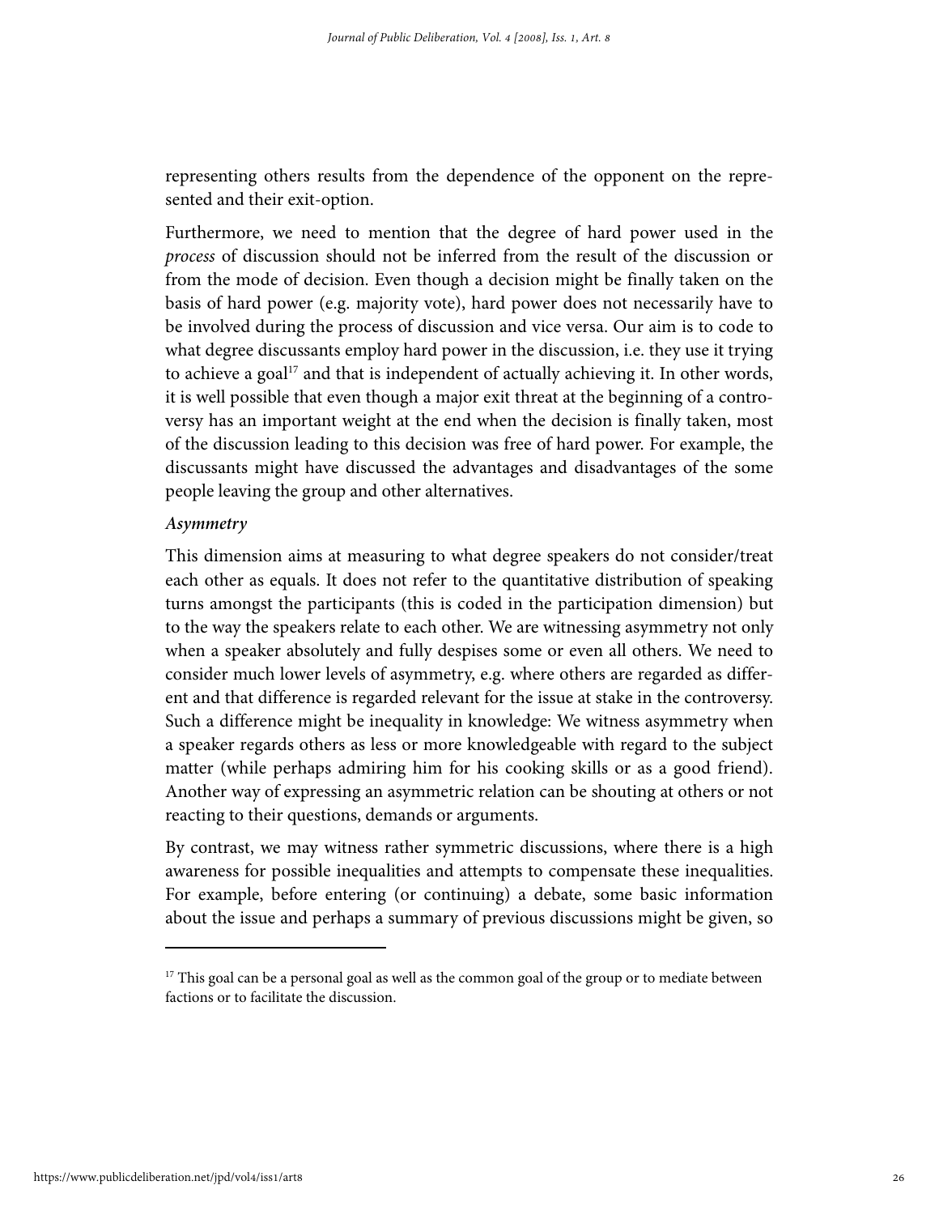representing others results from the dependence of the opponent on the represented and their exit-option.

Furthermore, we need to mention that the degree of hard power used in the *process* of discussion should not be inferred from the result of the discussion or from the mode of decision. Even though a decision might be finally taken on the basis of hard power (e.g. majority vote), hard power does not necessarily have to be involved during the process of discussion and vice versa. Our aim is to code to what degree discussants employ hard power in the discussion, i.e. they use it trying to achieve a goal[17] and that is independent of actually achieving it. In other words, it is well possible that even though a major exit threat at the beginning of a controversy has an important weight at the end when the decision is finally taken, most of the discussion leading to this decision was free of hard power. For example, the discussants might have discussed the advantages and disadvantages of the some people leaving the group and other alternatives.

***Asymmetry***

This dimension aims at measuring to what degree speakers do not consider/treat each other as equals. It does not refer to the quantitative distribution of speaking turns amongst the participants (this is coded in the participation dimension) but to the way the speakers relate to each other. We are witnessing asymmetry not only when a speaker absolutely and fully despises some or even all others. We need to consider much lower levels of asymmetry, e.g. where others are regarded as different and that difference is regarded relevant for the issue at stake in the controversy. Such a difference might be inequality in knowledge: We witness asymmetry when a speaker regards others as less or more knowledgeable with regard to the subject matter (while perhaps admiring him for his cooking skills or as a good friend). Another way of expressing an asymmetric relation can be shouting at others or not reacting to their questions, demands or arguments.

By contrast, we may witness rather symmetric discussions, where there is a high awareness for possible inequalities and attempts to compensate these inequalities. For example, before entering (or continuing) a debate, some basic information about the issue and perhaps a summary of previous discussions might be given, so

---

[17] This goal can be a personal goal as well as the common goal of the group or to mediate between factions or to facilitate the discussion.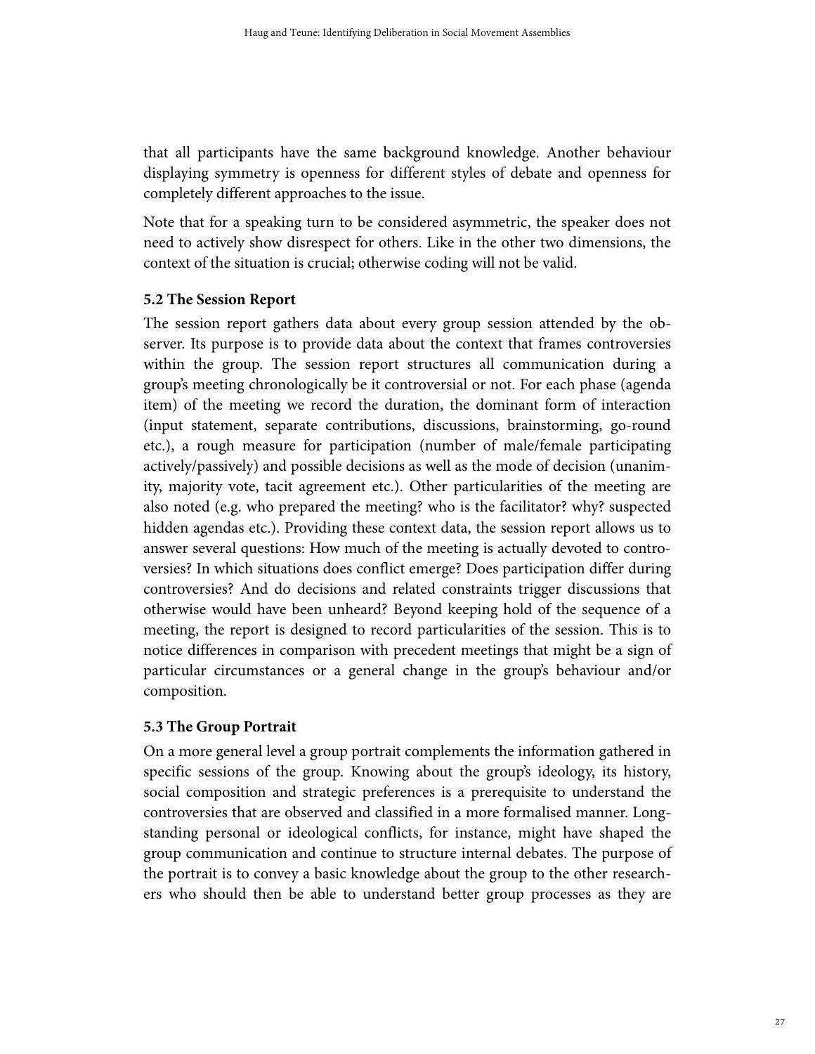that all participants have the same background knowledge. Another behaviour displaying symmetry is openness for different styles of debate and openness for completely different approaches to the issue.

Note that for a speaking turn to be considered asymmetric, the speaker does not need to actively show disrespect for others. Like in the other two dimensions, the context of the situation is crucial; otherwise coding will not be valid.

### 5.2 The Session Report

The session report gathers data about every group session attended by the observer. Its purpose is to provide data about the context that frames controversies within the group. The session report structures all communication during a group's meeting chronologically be it controversial or not. For each phase (agenda item) of the meeting we record the duration, the dominant form of interaction (input statement, separate contributions, discussions, brainstorming, go-round etc.), a rough measure for participation (number of male/female participating actively/passively) and possible decisions as well as the mode of decision (unanimity, majority vote, tacit agreement etc.). Other particularities of the meeting are also noted (e.g. who prepared the meeting? who is the facilitator? why? suspected hidden agendas etc.). Providing these context data, the session report allows us to answer several questions: How much of the meeting is actually devoted to controversies? In which situations does conflict emerge? Does participation differ during controversies? And do decisions and related constraints trigger discussions that otherwise would have been unheard? Beyond keeping hold of the sequence of a meeting, the report is designed to record particularities of the session. This is to notice differences in comparison with precedent meetings that might be a sign of particular circumstances or a general change in the group's behaviour and/or composition.

### 5.3 The Group Portrait

On a more general level a group portrait complements the information gathered in specific sessions of the group. Knowing about the group's ideology, its history, social composition and strategic preferences is a prerequisite to understand the controversies that are observed and classified in a more formalised manner. Long-standing personal or ideological conflicts, for instance, might have shaped the group communication and continue to structure internal debates. The purpose of the portrait is to convey a basic knowledge about the group to the other researchers who should then be able to understand better group processes as they are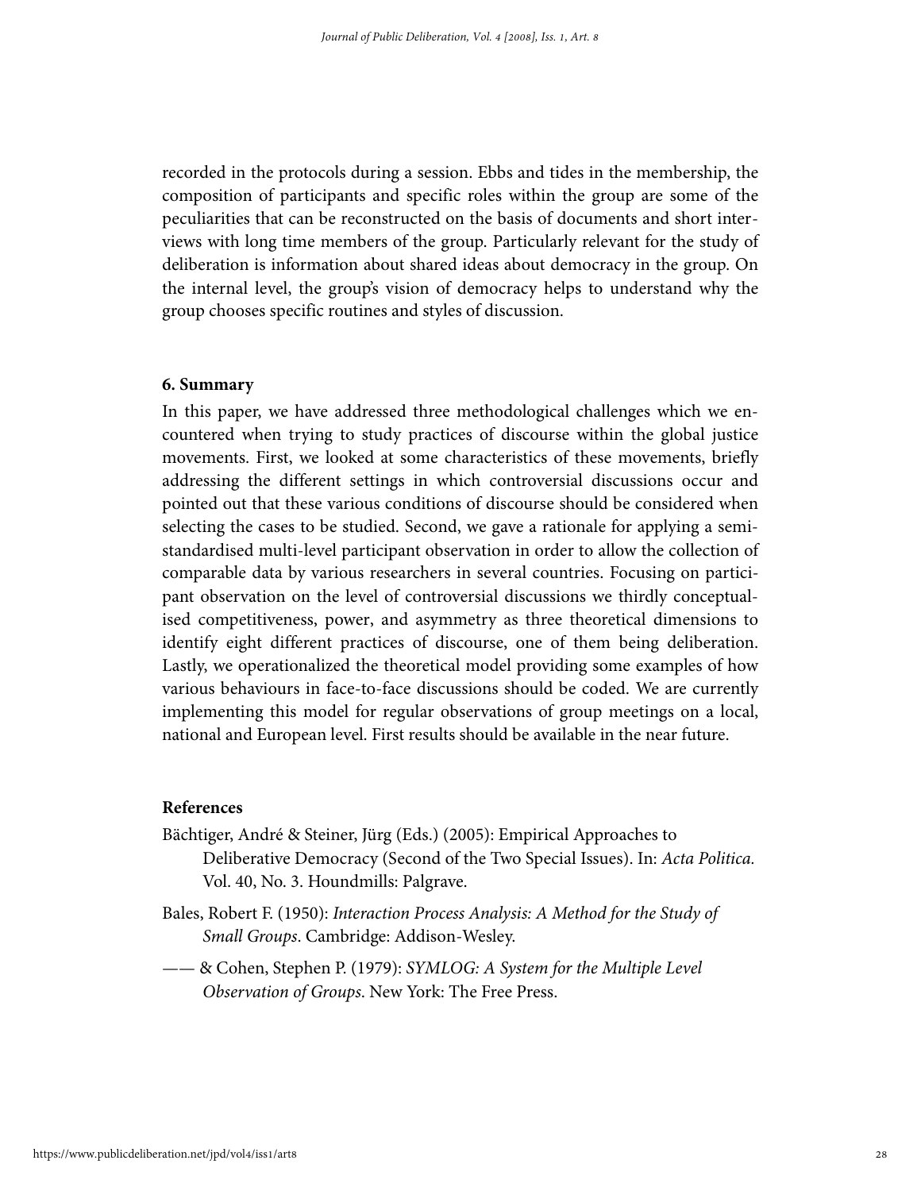recorded in the protocols during a session. Ebbs and tides in the membership, the composition of participants and specific roles within the group are some of the peculiarities that can be reconstructed on the basis of documents and short interviews with long time members of the group. Particularly relevant for the study of deliberation is information about shared ideas about democracy in the group. On the internal level, the group's vision of democracy helps to understand why the group chooses specific routines and styles of discussion.

## 6. Summary

In this paper, we have addressed three methodological challenges which we encountered when trying to study practices of discourse within the global justice movements. First, we looked at some characteristics of these movements, briefly addressing the different settings in which controversial discussions occur and pointed out that these various conditions of discourse should be considered when selecting the cases to be studied. Second, we gave a rationale for applying a semi-standardised multi-level participant observation in order to allow the collection of comparable data by various researchers in several countries. Focusing on participant observation on the level of controversial discussions we thirdly conceptualised competitiveness, power, and asymmetry as three theoretical dimensions to identify eight different practices of discourse, one of them being deliberation. Lastly, we operationalized the theoretical model providing some examples of how various behaviours in face-to-face discussions should be coded. We are currently implementing this model for regular observations of group meetings on a local, national and European level. First results should be available in the near future.

## References

Bächtiger, André & Steiner, Jürg (Eds.) (2005): Empirical Approaches to Deliberative Democracy (Second of the Two Special Issues). In: *Acta Politica.* Vol. 40, No. 3. Houndmills: Palgrave.

Bales, Robert F. (1950): *Interaction Process Analysis: A Method for the Study of Small Groups*. Cambridge: Addison-Wesley.

—— & Cohen, Stephen P. (1979): *SYMLOG: A System for the Multiple Level Observation of Groups*. New York: The Free Press.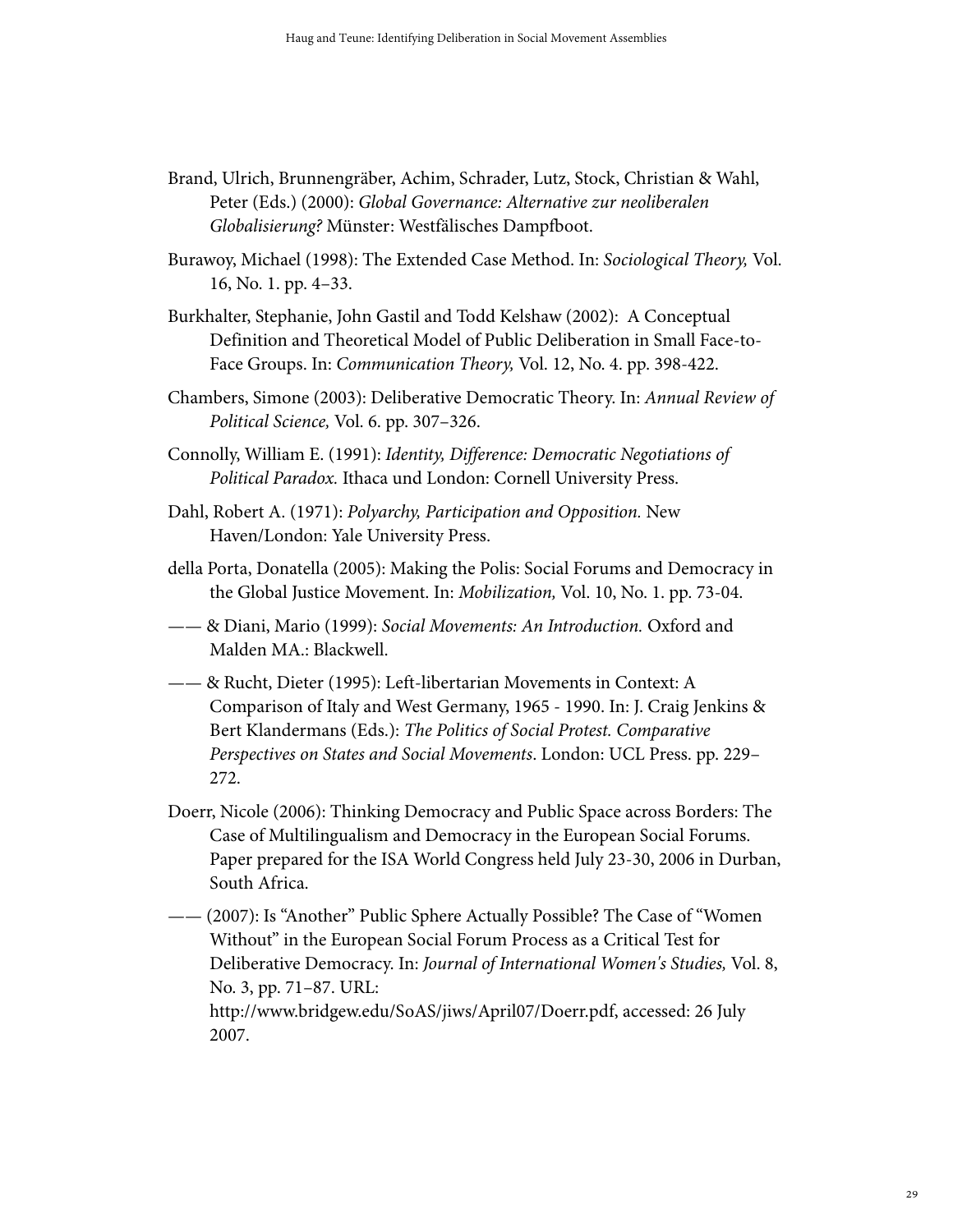Brand, Ulrich, Brunnengräber, Achim, Schrader, Lutz, Stock, Christian & Wahl, Peter (Eds.) (2000): *Global Governance: Alternative zur neoliberalen Globalisierung?* Münster: Westfälisches Dampfboot.

Burawoy, Michael (1998): The Extended Case Method. In: *Sociological Theory,* Vol. 16, No. 1. pp. 4–33.

Burkhalter, Stephanie, John Gastil and Todd Kelshaw (2002): A Conceptual Definition and Theoretical Model of Public Deliberation in Small Face-to-Face Groups. In: *Communication Theory,* Vol. 12, No. 4. pp. 398-422.

Chambers, Simone (2003): Deliberative Democratic Theory. In: *Annual Review of Political Science,* Vol. 6. pp. 307–326.

Connolly, William E. (1991): *Identity, Difference: Democratic Negotiations of Political Paradox.* Ithaca und London: Cornell University Press.

Dahl, Robert A. (1971): *Polyarchy, Participation and Opposition.* New Haven/London: Yale University Press.

della Porta, Donatella (2005): Making the Polis: Social Forums and Democracy in the Global Justice Movement. In: *Mobilization,* Vol. 10, No. 1. pp. 73-04.

—— & Diani, Mario (1999): *Social Movements: An Introduction.* Oxford and Malden MA.: Blackwell.

—— & Rucht, Dieter (1995): Left-libertarian Movements in Context: A Comparison of Italy and West Germany, 1965 - 1990. In: J. Craig Jenkins & Bert Klandermans (Eds.): *The Politics of Social Protest. Comparative Perspectives on States and Social Movements*. London: UCL Press. pp. 229–272.

Doerr, Nicole (2006): Thinking Democracy and Public Space across Borders: The Case of Multilingualism and Democracy in the European Social Forums. Paper prepared for the ISA World Congress held July 23-30, 2006 in Durban, South Africa.

—— (2007): Is "Another" Public Sphere Actually Possible? The Case of "Women Without" in the European Social Forum Process as a Critical Test for Deliberative Democracy. In: *Journal of International Women's Studies,* Vol. 8, No. 3, pp. 71–87. URL: http://www.bridgew.edu/SoAS/jiws/April07/Doerr.pdf, accessed: 26 July 2007.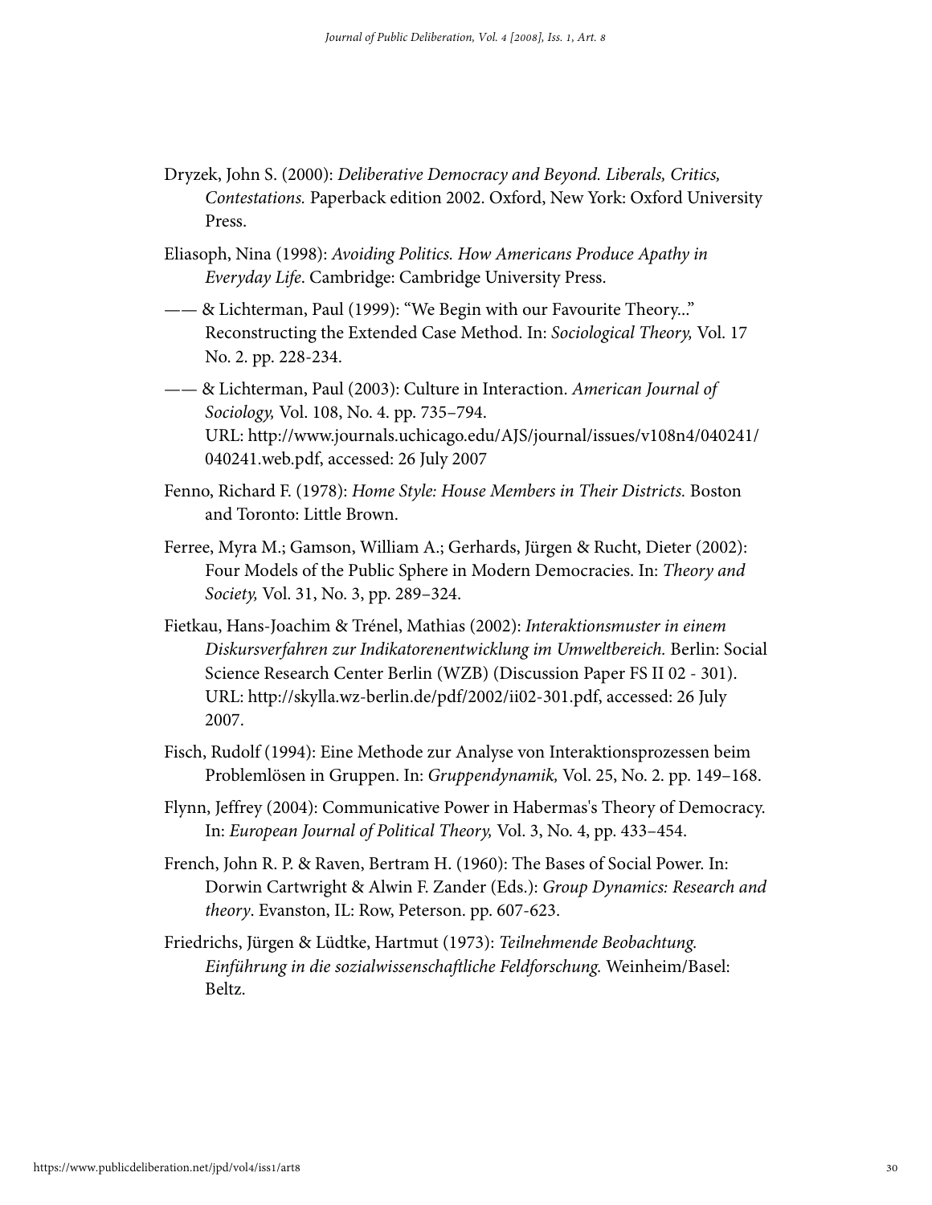Dryzek, John S. (2000): *Deliberative Democracy and Beyond. Liberals, Critics, Contestations.* Paperback edition 2002. Oxford, New York: Oxford University Press.

Eliasoph, Nina (1998): *Avoiding Politics. How Americans Produce Apathy in Everyday Life*. Cambridge: Cambridge University Press.

—— & Lichterman, Paul (1999): "We Begin with our Favourite Theory..." Reconstructing the Extended Case Method. In: *Sociological Theory,* Vol. 17 No. 2. pp. 228-234.

—— & Lichterman, Paul (2003): Culture in Interaction. *American Journal of Sociology,* Vol. 108, No. 4. pp. 735–794. URL: http://www.journals.uchicago.edu/AJS/journal/issues/v108n4/040241/040241.web.pdf, accessed: 26 July 2007

Fenno, Richard F. (1978): *Home Style: House Members in Their Districts.* Boston and Toronto: Little Brown.

Ferree, Myra M.; Gamson, William A.; Gerhards, Jürgen & Rucht, Dieter (2002): Four Models of the Public Sphere in Modern Democracies. In: *Theory and Society,* Vol. 31, No. 3, pp. 289–324.

Fietkau, Hans-Joachim & Trénel, Mathias (2002): *Interaktionsmuster in einem Diskursverfahren zur Indikatorenentwicklung im Umweltbereich.* Berlin: Social Science Research Center Berlin (WZB) (Discussion Paper FS II 02 - 301). URL: http://skylla.wz-berlin.de/pdf/2002/ii02-301.pdf, accessed: 26 July 2007.

Fisch, Rudolf (1994): Eine Methode zur Analyse von Interaktionsprozessen beim Problemlösen in Gruppen. In: *Gruppendynamik,* Vol. 25, No. 2. pp. 149–168.

Flynn, Jeffrey (2004): Communicative Power in Habermas's Theory of Democracy. In: *European Journal of Political Theory,* Vol. 3, No. 4, pp. 433–454.

French, John R. P. & Raven, Bertram H. (1960): The Bases of Social Power. In: Dorwin Cartwright & Alwin F. Zander (Eds.): *Group Dynamics: Research and theory*. Evanston, IL: Row, Peterson. pp. 607-623.

Friedrichs, Jürgen & Lüdtke, Hartmut (1973): *Teilnehmende Beobachtung. Einführung in die sozialwissenschaftliche Feldforschung.* Weinheim/Basel: Beltz.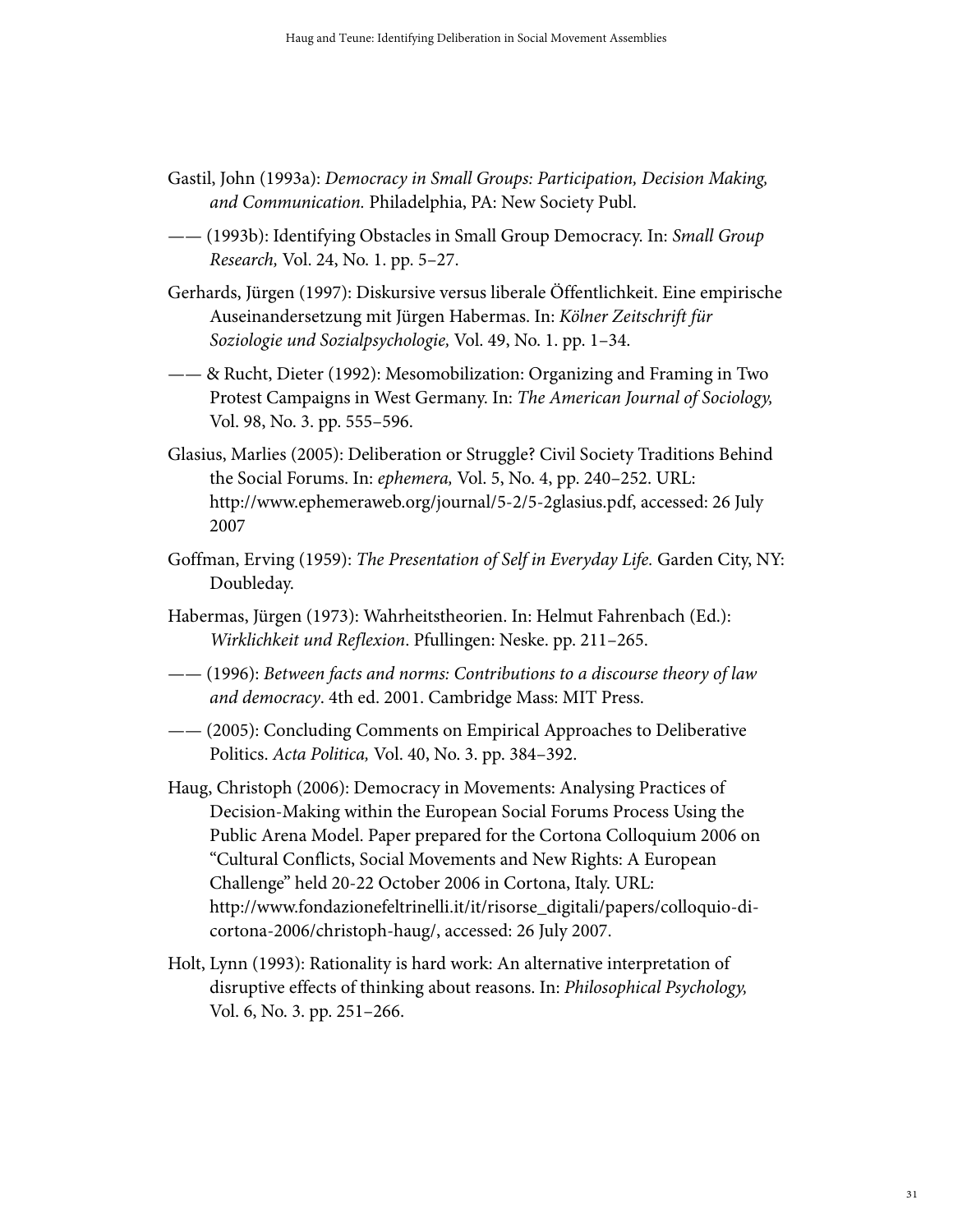Gastil, John (1993a): *Democracy in Small Groups: Participation, Decision Making, and Communication.* Philadelphia, PA: New Society Publ.

—— (1993b): Identifying Obstacles in Small Group Democracy. In: *Small Group Research,* Vol. 24, No. 1. pp. 5–27.

Gerhards, Jürgen (1997): Diskursive versus liberale Öffentlichkeit. Eine empirische Auseinandersetzung mit Jürgen Habermas. In: *Kölner Zeitschrift für Soziologie und Sozialpsychologie,* Vol. 49, No. 1. pp. 1–34.

—— & Rucht, Dieter (1992): Mesomobilization: Organizing and Framing in Two Protest Campaigns in West Germany. In: *The American Journal of Sociology,* Vol. 98, No. 3. pp. 555–596.

Glasius, Marlies (2005): Deliberation or Struggle? Civil Society Traditions Behind the Social Forums. In: *ephemera,* Vol. 5, No. 4, pp. 240–252. URL: http://www.ephemeraweb.org/journal/5-2/5-2glasius.pdf, accessed: 26 July 2007

Goffman, Erving (1959): *The Presentation of Self in Everyday Life.* Garden City, NY: Doubleday.

Habermas, Jürgen (1973): Wahrheitstheorien. In: Helmut Fahrenbach (Ed.): *Wirklichkeit und Reflexion*. Pfullingen: Neske. pp. 211–265.

—— (1996): *Between facts and norms: Contributions to a discourse theory of law and democracy*. 4th ed. 2001. Cambridge Mass: MIT Press.

—— (2005): Concluding Comments on Empirical Approaches to Deliberative Politics. *Acta Politica,* Vol. 40, No. 3. pp. 384–392.

Haug, Christoph (2006): Democracy in Movements: Analysing Practices of Decision-Making within the European Social Forums Process Using the Public Arena Model. Paper prepared for the Cortona Colloquium 2006 on "Cultural Conflicts, Social Movements and New Rights: A European Challenge" held 20-22 October 2006 in Cortona, Italy. URL: http://www.fondazionefeltrinelli.it/it/risorse_digitali/papers/colloquio-di-cortona-2006/christoph-haug/, accessed: 26 July 2007.

Holt, Lynn (1993): Rationality is hard work: An alternative interpretation of disruptive effects of thinking about reasons. In: *Philosophical Psychology,* Vol. 6, No. 3. pp. 251–266.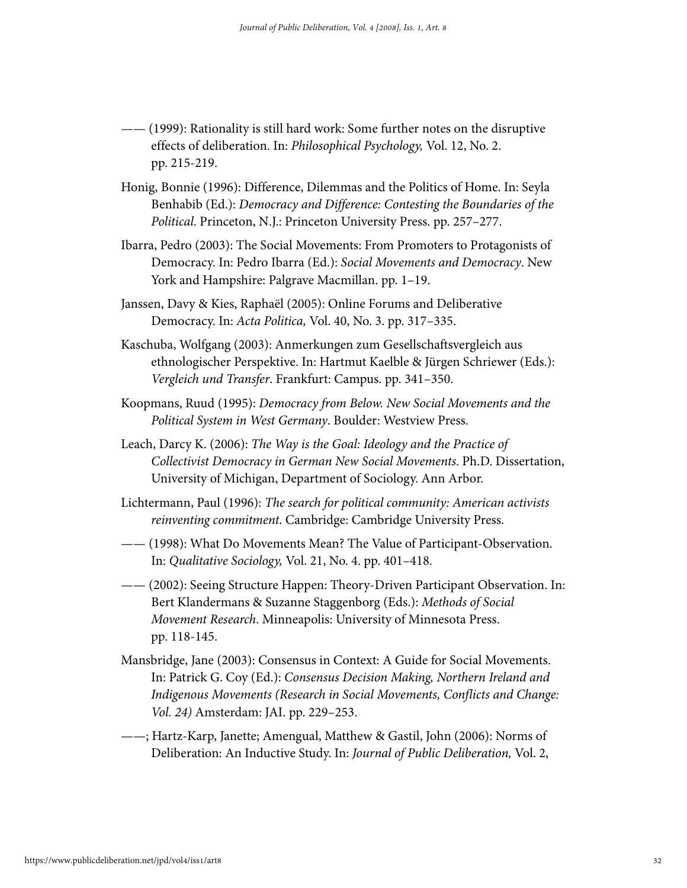—— (1999): Rationality is still hard work: Some further notes on the disruptive effects of deliberation. In: *Philosophical Psychology,* Vol. 12, No. 2. pp. 215-219.

Honig, Bonnie (1996): Difference, Dilemmas and the Politics of Home. In: Seyla Benhabib (Ed.): *Democracy and Difference: Contesting the Boundaries of the Political*. Princeton, N.J.: Princeton University Press. pp. 257–277.

Ibarra, Pedro (2003): The Social Movements: From Promoters to Protagonists of Democracy. In: Pedro Ibarra (Ed.): *Social Movements and Democracy*. New York and Hampshire: Palgrave Macmillan. pp. 1–19.

Janssen, Davy & Kies, Raphaël (2005): Online Forums and Deliberative Democracy. In: *Acta Politica,* Vol. 40, No. 3. pp. 317–335.

Kaschuba, Wolfgang (2003): Anmerkungen zum Gesellschaftsvergleich aus ethnologischer Perspektive. In: Hartmut Kaelble & Jürgen Schriewer (Eds.): *Vergleich und Transfer*. Frankfurt: Campus. pp. 341–350.

Koopmans, Ruud (1995): *Democracy from Below. New Social Movements and the Political System in West Germany*. Boulder: Westview Press.

Leach, Darcy K. (2006): *The Way is the Goal: Ideology and the Practice of Collectivist Democracy in German New Social Movements*. Ph.D. Dissertation, University of Michigan, Department of Sociology. Ann Arbor.

Lichtermann, Paul (1996): *The search for political community: American activists reinventing commitment*. Cambridge: Cambridge University Press.

—— (1998): What Do Movements Mean? The Value of Participant-Observation. In: *Qualitative Sociology,* Vol. 21, No. 4. pp. 401–418.

—— (2002): Seeing Structure Happen: Theory-Driven Participant Observation. In: Bert Klandermans & Suzanne Staggenborg (Eds.): *Methods of Social Movement Research*. Minneapolis: University of Minnesota Press. pp. 118-145.

Mansbridge, Jane (2003): Consensus in Context: A Guide for Social Movements. In: Patrick G. Coy (Ed.): *Consensus Decision Making, Northern Ireland and Indigenous Movements (Research in Social Movements, Conflicts and Change: Vol. 24)* Amsterdam: JAI. pp. 229–253.

——; Hartz-Karp, Janette; Amengual, Matthew & Gastil, John (2006): Norms of Deliberation: An Inductive Study. In: *Journal of Public Deliberation,* Vol. 2,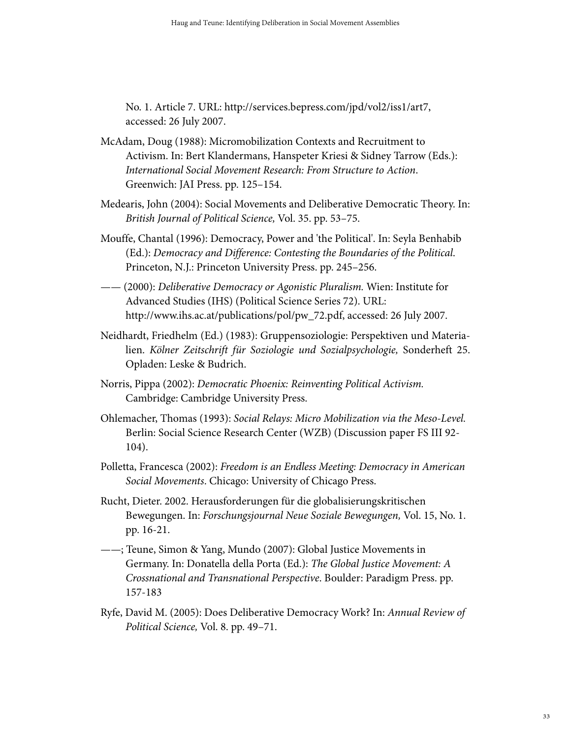No. 1. Article 7. URL: http://services.bepress.com/jpd/vol2/iss1/art7, accessed: 26 July 2007.

McAdam, Doug (1988): Micromobilization Contexts and Recruitment to Activism. In: Bert Klandermans, Hanspeter Kriesi & Sidney Tarrow (Eds.): *International Social Movement Research: From Structure to Action*. Greenwich: JAI Press. pp. 125–154.

Medearis, John (2004): Social Movements and Deliberative Democratic Theory. In: *British Journal of Political Science,* Vol. 35. pp. 53–75.

Mouffe, Chantal (1996): Democracy, Power and 'the Political'. In: Seyla Benhabib (Ed.): *Democracy and Difference: Contesting the Boundaries of the Political*. Princeton, N.J.: Princeton University Press. pp. 245–256.

—— (2000): *Deliberative Democracy or Agonistic Pluralism.* Wien: Institute for Advanced Studies (IHS) (Political Science Series 72). URL: http://www.ihs.ac.at/publications/pol/pw_72.pdf, accessed: 26 July 2007.

Neidhardt, Friedhelm (Ed.) (1983): Gruppensoziologie: Perspektiven und Materialien. *Kölner Zeitschrift für Soziologie und Sozialpsychologie,* Sonderheft 25. Opladen: Leske & Budrich.

Norris, Pippa (2002): *Democratic Phoenix: Reinventing Political Activism.* Cambridge: Cambridge University Press.

Ohlemacher, Thomas (1993): *Social Relays: Micro Mobilization via the Meso-Level.* Berlin: Social Science Research Center (WZB) (Discussion paper FS III 92-104).

Polletta, Francesca (2002): *Freedom is an Endless Meeting: Democracy in American Social Movements*. Chicago: University of Chicago Press.

Rucht, Dieter. 2002. Herausforderungen für die globalisierungskritischen Bewegungen. In: *Forschungsjournal Neue Soziale Bewegungen,* Vol. 15, No. 1. pp. 16-21.

——; Teune, Simon & Yang, Mundo (2007): Global Justice Movements in Germany. In: Donatella della Porta (Ed.): *The Global Justice Movement: A Crossnational and Transnational Perspective*. Boulder: Paradigm Press. pp. 157-183

Ryfe, David M. (2005): Does Deliberative Democracy Work? In: *Annual Review of Political Science,* Vol. 8. pp. 49–71.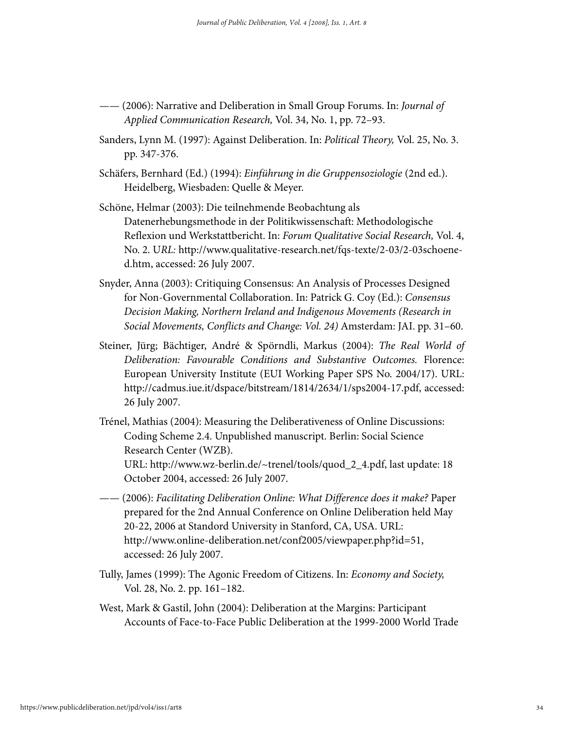—— (2006): Narrative and Deliberation in Small Group Forums. In: *Journal of Applied Communication Research,* Vol. 34, No. 1, pp. 72–93.

Sanders, Lynn M. (1997): Against Deliberation. In: *Political Theory,* Vol. 25, No. 3. pp. 347-376.

Schäfers, Bernhard (Ed.) (1994): *Einführung in die Gruppensoziologie* (2nd ed.). Heidelberg, Wiesbaden: Quelle & Meyer.

Schöne, Helmar (2003): Die teilnehmende Beobachtung als Datenerhebungsmethode in der Politikwissenschaft: Methodologische Reflexion und Werkstattbericht. In: *Forum Qualitative Social Research,* Vol. 4, No. 2. U*RL:* http://www.qualitative-research.net/fqs-texte/2-03/2-03schoene-d.htm, accessed: 26 July 2007.

Snyder, Anna (2003): Critiquing Consensus: An Analysis of Processes Designed for Non-Governmental Collaboration. In: Patrick G. Coy (Ed.): *Consensus Decision Making, Northern Ireland and Indigenous Movements (Research in Social Movements, Conflicts and Change: Vol. 24)* Amsterdam: JAI. pp. 31–60.

Steiner, Jürg; Bächtiger, André & Spörndli, Markus (2004): *The Real World of Deliberation: Favourable Conditions and Substantive Outcomes.* Florence: European University Institute (EUI Working Paper SPS No. 2004/17). URL: http://cadmus.iue.it/dspace/bitstream/1814/2634/1/sps2004-17.pdf, accessed: 26 July 2007.

Trénel, Mathias (2004): Measuring the Deliberativeness of Online Discussions: Coding Scheme 2.4. Unpublished manuscript. Berlin: Social Science Research Center (WZB).
URL: http://www.wz-berlin.de/~trenel/tools/quod_2_4.pdf, last update: 18 October 2004, accessed: 26 July 2007.

—— (2006): *Facilitating Deliberation Online: What Difference does it make?* Paper prepared for the 2nd Annual Conference on Online Deliberation held May 20-22, 2006 at Standord University in Stanford, CA, USA. URL: http://www.online-deliberation.net/conf2005/viewpaper.php?id=51, accessed: 26 July 2007.

Tully, James (1999): The Agonic Freedom of Citizens. In: *Economy and Society,* Vol. 28, No. 2. pp. 161–182.

West, Mark & Gastil, John (2004): Deliberation at the Margins: Participant Accounts of Face-to-Face Public Deliberation at the 1999-2000 World Trade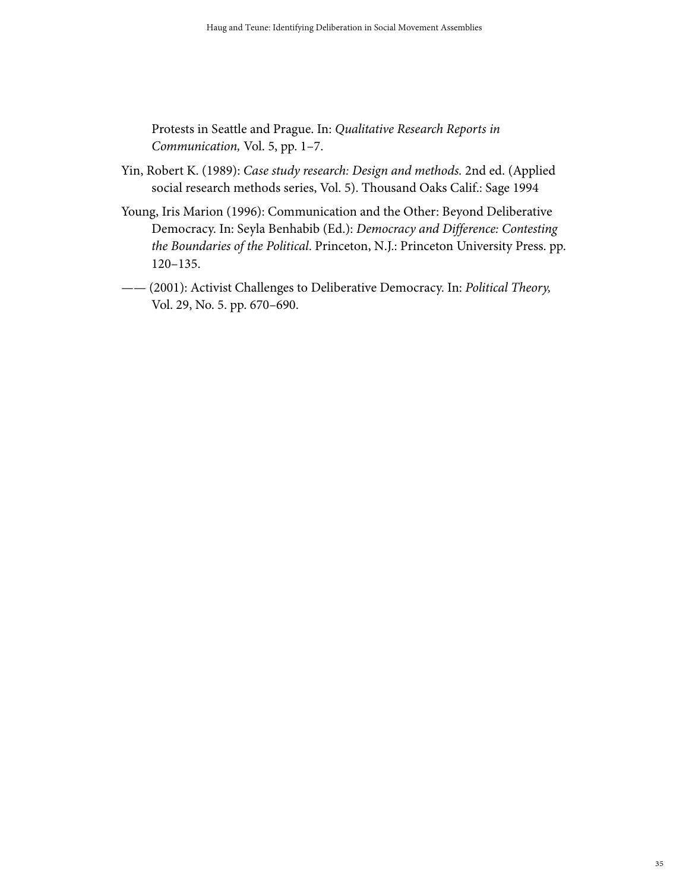Protests in Seattle and Prague. In: *Qualitative Research Reports in Communication,* Vol. 5, pp. 1–7.

Yin, Robert K. (1989): *Case study research: Design and methods.* 2nd ed. (Applied social research methods series, Vol. 5). Thousand Oaks Calif.: Sage 1994

Young, Iris Marion (1996): Communication and the Other: Beyond Deliberative Democracy. In: Seyla Benhabib (Ed.): *Democracy and Difference: Contesting the Boundaries of the Political*. Princeton, N.J.: Princeton University Press. pp. 120–135.

—— (2001): Activist Challenges to Deliberative Democracy. In: *Political Theory,* Vol. 29, No. 5. pp. 670–690.